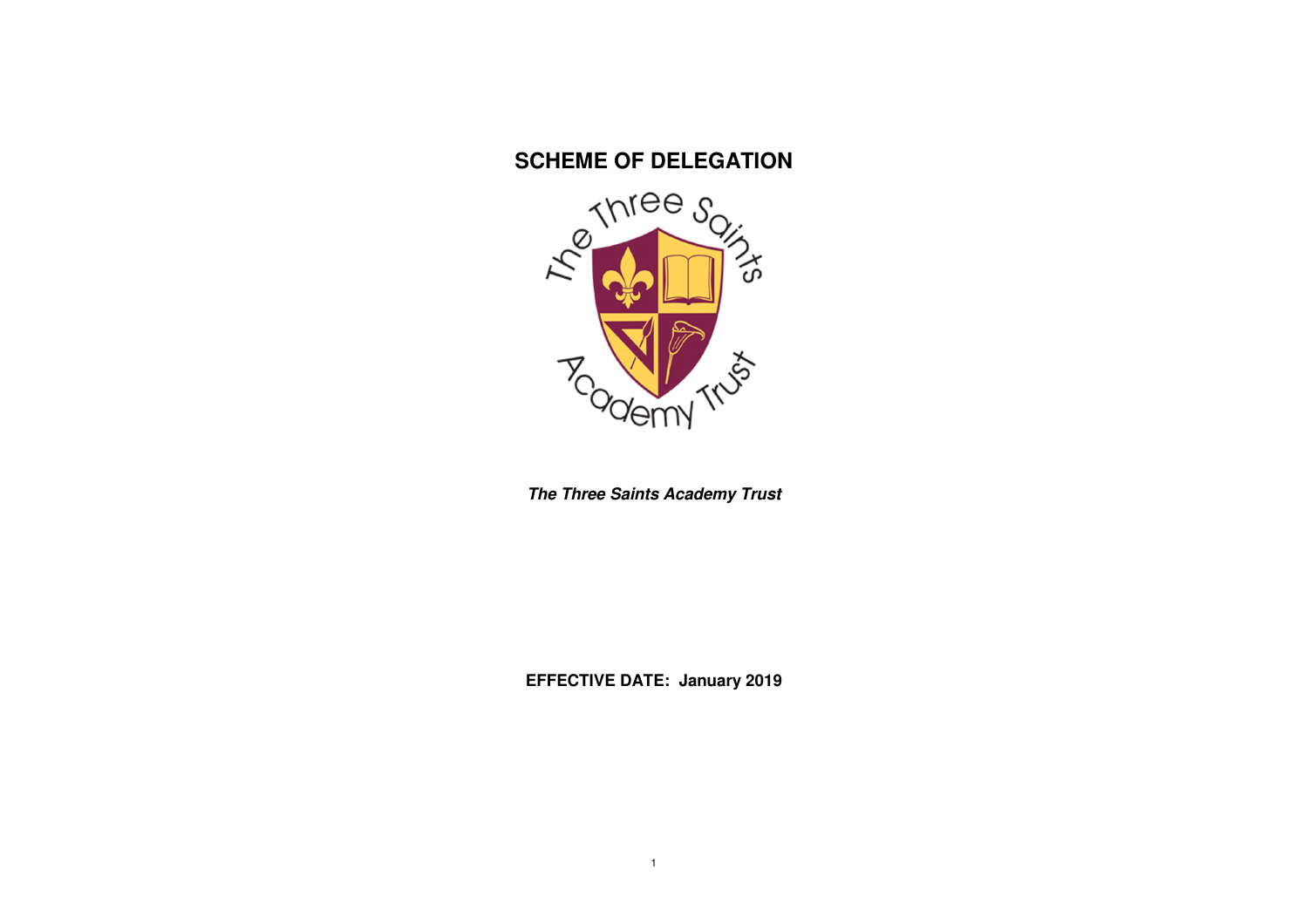# SCHEME OF DELEGATION

***The Three Saints Academy Trust***

**EFFECTIVE DATE: January 2019**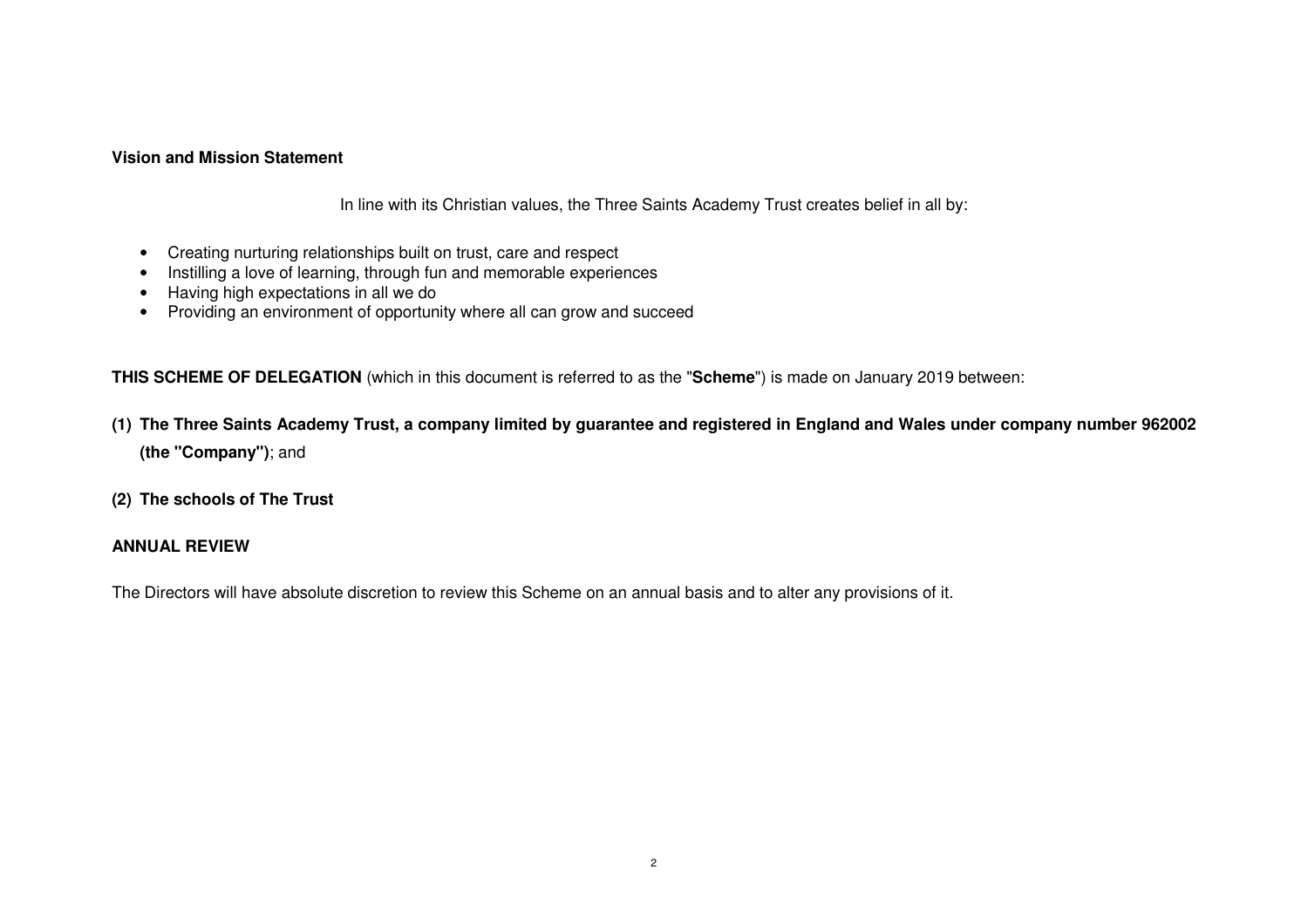**Vision and Mission Statement**

In line with its Christian values, the Three Saints Academy Trust creates belief in all by:

- Creating nurturing relationships built on trust, care and respect
- Instilling a love of learning, through fun and memorable experiences
- Having high expectations in all we do
- Providing an environment of opportunity where all can grow and succeed

**THIS SCHEME OF DELEGATION** (which in this document is referred to as the "**Scheme**") is made on January 2019 between:

**(1) The Three Saints Academy Trust, a company limited by guarantee and registered in England and Wales under company number 962002 (the "Company")**; and

**(2) The schools of The Trust**

**ANNUAL REVIEW**

The Directors will have absolute discretion to review this Scheme on an annual basis and to alter any provisions of it.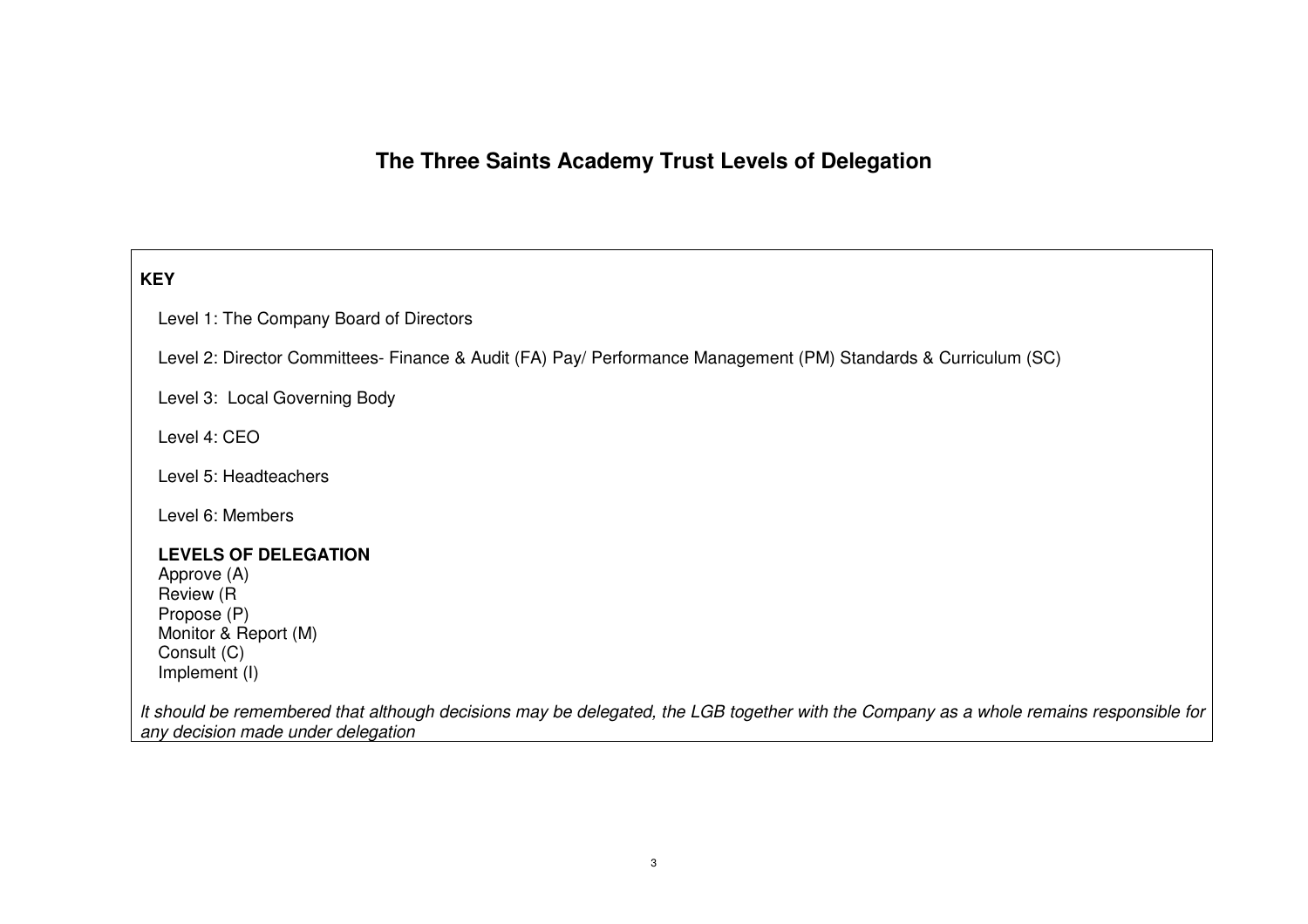# The Three Saints Academy Trust Levels of Delegation

**KEY**

Level 1: The Company Board of Directors

Level 2: Director Committees- Finance & Audit (FA) Pay/ Performance Management (PM) Standards & Curriculum (SC)

Level 3: Local Governing Body

Level 4: CEO

Level 5: Headteachers

Level 6: Members

**LEVELS OF DELEGATION**

Approve (A)
Review (R
Propose (P)
Monitor & Report (M)
Consult (C)
Implement (I)

*It should be remembered that although decisions may be delegated, the LGB together with the Company as a whole remains responsible for any decision made under delegation*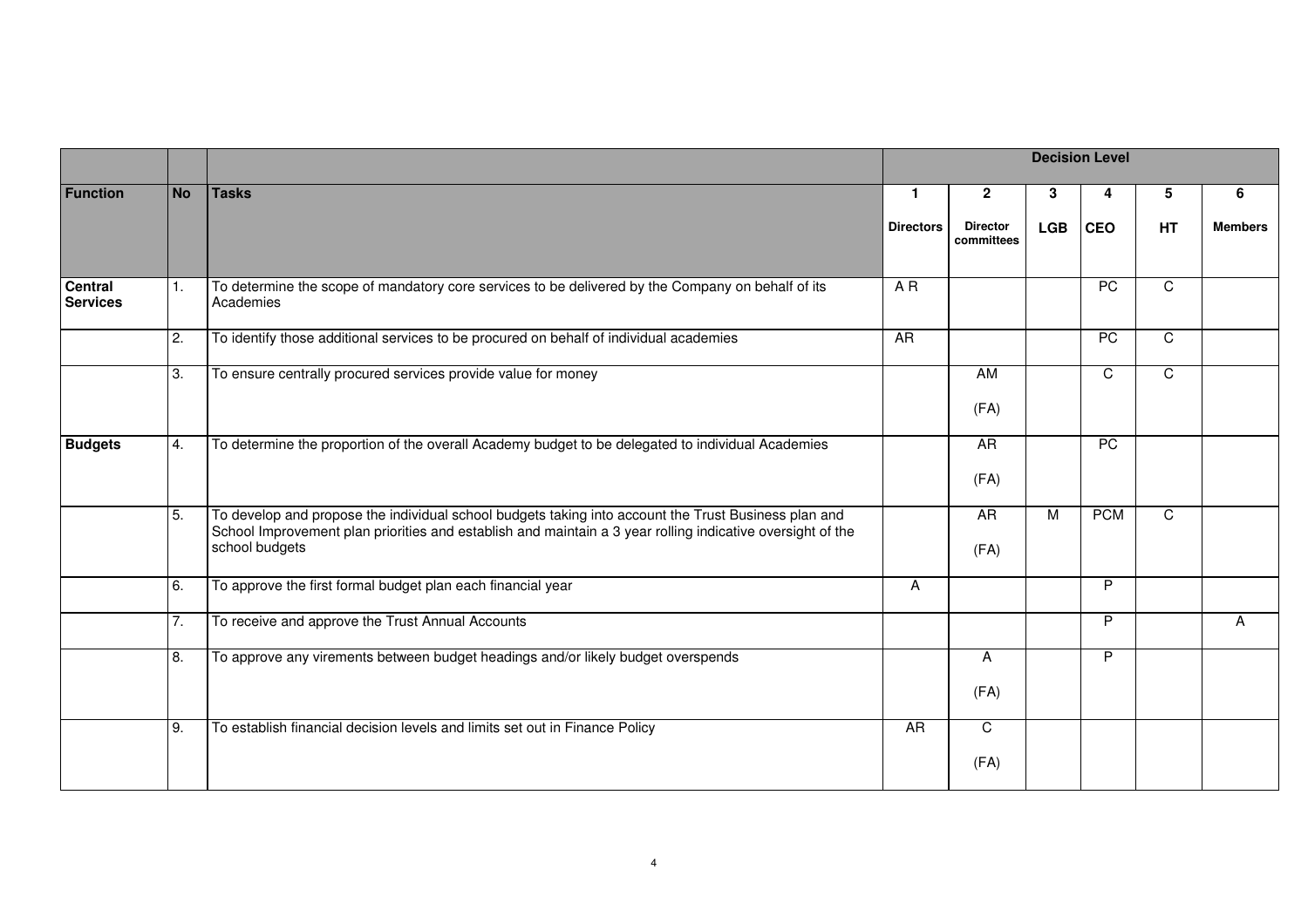| | | | Decision Level | | | | | |
|---|---|---|---|---|---|---|---|---|
| **Function** | **No** | **Tasks** | **1**<br>**Directors** | **2**<br>**Director committees** | **3**<br>**LGB** | **4**<br>**CEO** | **5**<br>**HT** | **6**<br>**Members** |
| **Central Services** | 1. | To determine the scope of mandatory core services to be delivered by the Company on behalf of its Academies | A R | | | PC | C | |
| | 2. | To identify those additional services to be procured on behalf of individual academies | AR | | | PC | C | |
| | 3. | To ensure centrally procured services provide value for money | | AM<br>(FA) | | C | C | |
| **Budgets** | 4. | To determine the proportion of the overall Academy budget to be delegated to individual Academies | | AR<br>(FA) | | PC | | |
| | 5. | To develop and propose the individual school budgets taking into account the Trust Business plan and School Improvement plan priorities and establish and maintain a 3 year rolling indicative oversight of the school budgets | | AR<br>(FA) | M | PCM | C | |
| | 6. | To approve the first formal budget plan each financial year | A | | | P | | |
| | 7. | To receive and approve the Trust Annual Accounts | | | | P | | A |
| | 8. | To approve any virements between budget headings and/or likely budget overspends | | A<br>(FA) | | P | | |
| | 9. | To establish financial decision levels and limits set out in Finance Policy | AR | C<br>(FA) | | | | |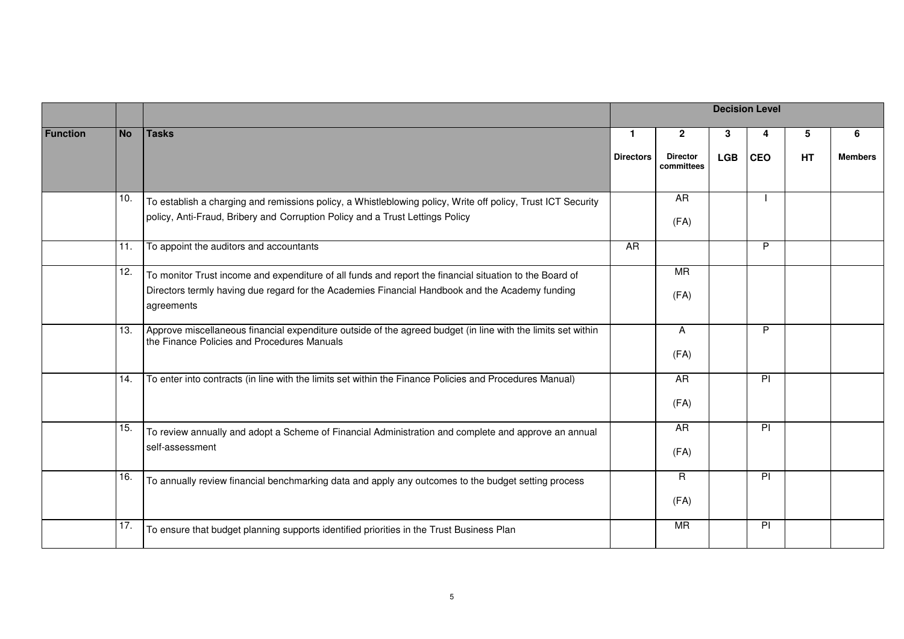| | | | Decision Level | | | | | |
|---|---|---|---|---|---|---|---|---|
| **Function** | **No** | **Tasks** | **1** **Directors** | **2** **Director committees** | **3** **LGB** | **4** **CEO** | **5** **HT** | **6** **Members** |
| | 10. | To establish a charging and remissions policy, a Whistleblowing policy, Write off policy, Trust ICT Security policy, Anti-Fraud, Bribery and Corruption Policy and a Trust Lettings Policy | | AR (FA) | | I | | |
| | 11. | To appoint the auditors and accountants | AR | | | P | | |
| | 12. | To monitor Trust income and expenditure of all funds and report the financial situation to the Board of Directors termly having due regard for the Academies Financial Handbook and the Academy funding agreements | | MR (FA) | | | | |
| | 13. | Approve miscellaneous financial expenditure outside of the agreed budget (in line with the limits set within the Finance Policies and Procedures Manuals | | A (FA) | | P | | |
| | 14. | To enter into contracts (in line with the limits set within the Finance Policies and Procedures Manual) | | AR (FA) | | PI | | |
| | 15. | To review annually and adopt a Scheme of Financial Administration and complete and approve an annual self-assessment | | AR (FA) | | PI | | |
| | 16. | To annually review financial benchmarking data and apply any outcomes to the budget setting process | | R (FA) | | PI | | |
| | 17. | To ensure that budget planning supports identified priorities in the Trust Business Plan | | MR | | PI | | |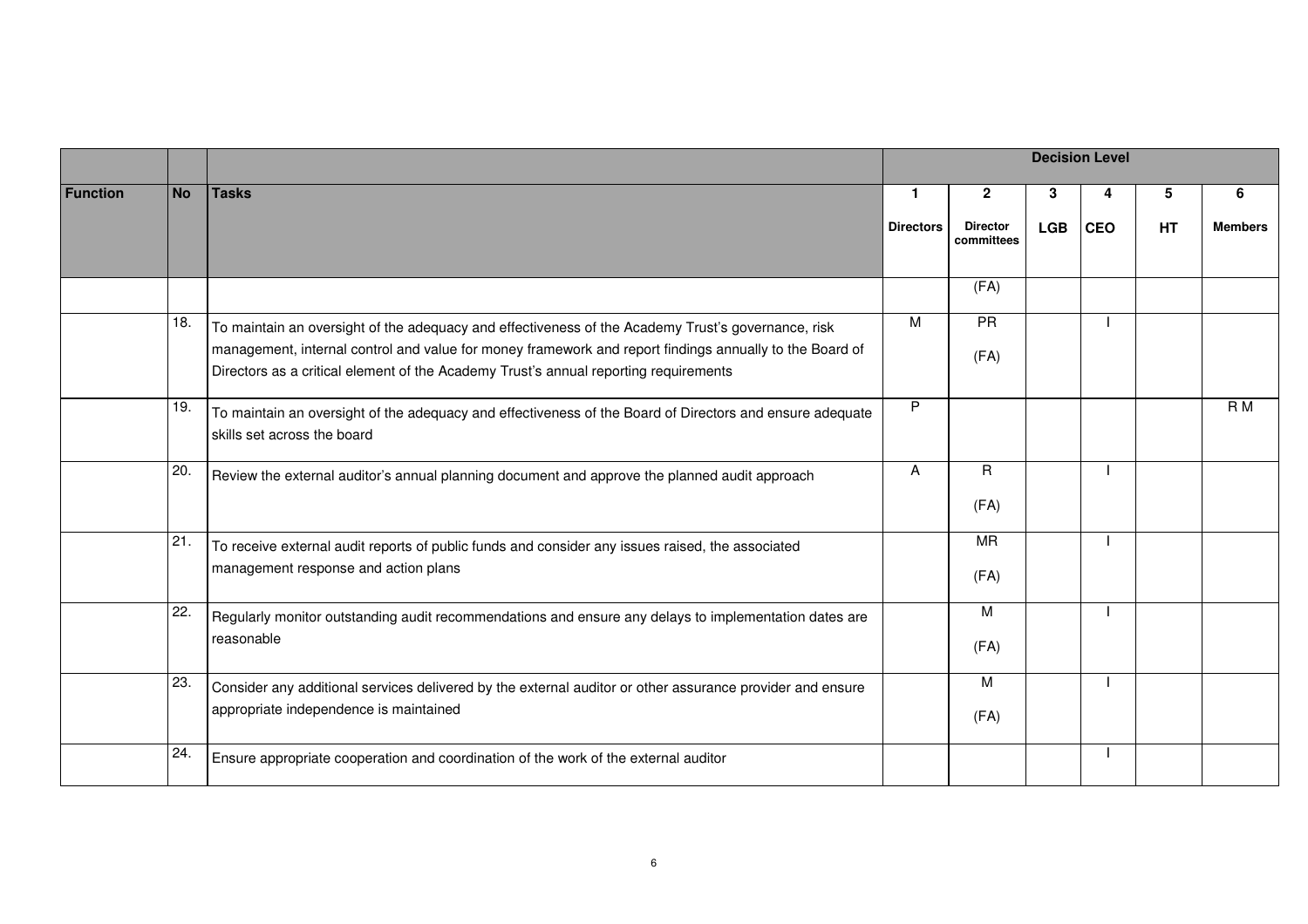| | | | Decision Level | | | | | |
|---|---|---|---|---|---|---|---|---|
| **Function** | **No** | **Tasks** | **1**<br>**Directors** | **2**<br>**Director committees** | **3**<br>**LGB** | **4**<br>**CEO** | **5**<br>**HT** | **6**<br>**Members** |
| | | | | (FA) | | | | |
| | 18. | To maintain an oversight of the adequacy and effectiveness of the Academy Trust's governance, risk management, internal control and value for money framework and report findings annually to the Board of Directors as a critical element of the Academy Trust's annual reporting requirements | M | PR<br>(FA) | | I | | |
| | 19. | To maintain an oversight of the adequacy and effectiveness of the Board of Directors and ensure adequate skills set across the board | P | | | | | R M |
| | 20. | Review the external auditor's annual planning document and approve the planned audit approach | A | R<br>(FA) | | I | | |
| | 21. | To receive external audit reports of public funds and consider any issues raised, the associated management response and action plans | | MR<br>(FA) | | I | | |
| | 22. | Regularly monitor outstanding audit recommendations and ensure any delays to implementation dates are reasonable | | M<br>(FA) | | I | | |
| | 23. | Consider any additional services delivered by the external auditor or other assurance provider and ensure appropriate independence is maintained | | M<br>(FA) | | I | | |
| | 24. | Ensure appropriate cooperation and coordination of the work of the external auditor | | | | I | | |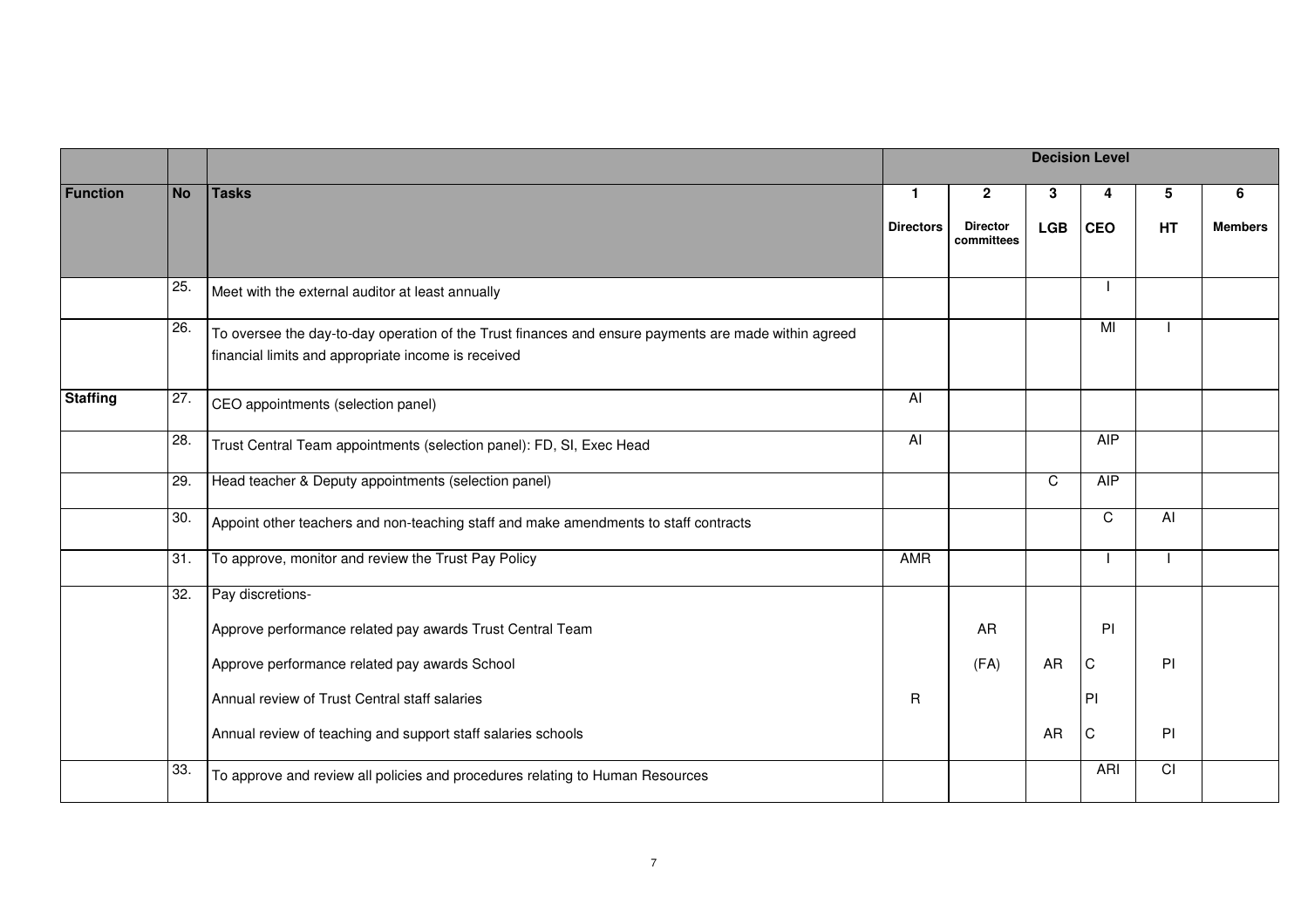| | | | Decision Level | | | | | |
|---|---|---|---|---|---|---|---|---|
| **Function** | **No** | **Tasks** | **1** **Directors** | **2** **Director committees** | **3** **LGB** | **4** **CEO** | **5** **HT** | **6** **Members** |
| | 25. | Meet with the external auditor at least annually | | | | I | | |
| | 26. | To oversee the day-to-day operation of the Trust finances and ensure payments are made within agreed financial limits and appropriate income is received | | | | MI | I | |
| **Staffing** | 27. | CEO appointments (selection panel) | AI | | | | | |
| | 28. | Trust Central Team appointments (selection panel): FD, SI, Exec Head | AI | | | AIP | | |
| | 29. | Head teacher & Deputy appointments (selection panel) | | | C | AIP | | |
| | 30. | Appoint other teachers and non-teaching staff and make amendments to staff contracts | | | | C | AI | |
| | 31. | To approve, monitor and review the Trust Pay Policy | AMR | | | I | I | |
| | 32. | Pay discretions- | | | | | | |
| | | Approve performance related pay awards Trust Central Team | | AR | | PI | | |
| | | Approve performance related pay awards School | | (FA) | AR | C | PI | |
| | | Annual review of Trust Central staff salaries | R | | | PI | | |
| | | Annual review of teaching and support staff salaries schools | | | AR | C | PI | |
| | 33. | To approve and review all policies and procedures relating to Human Resources | | | | ARI | CI | |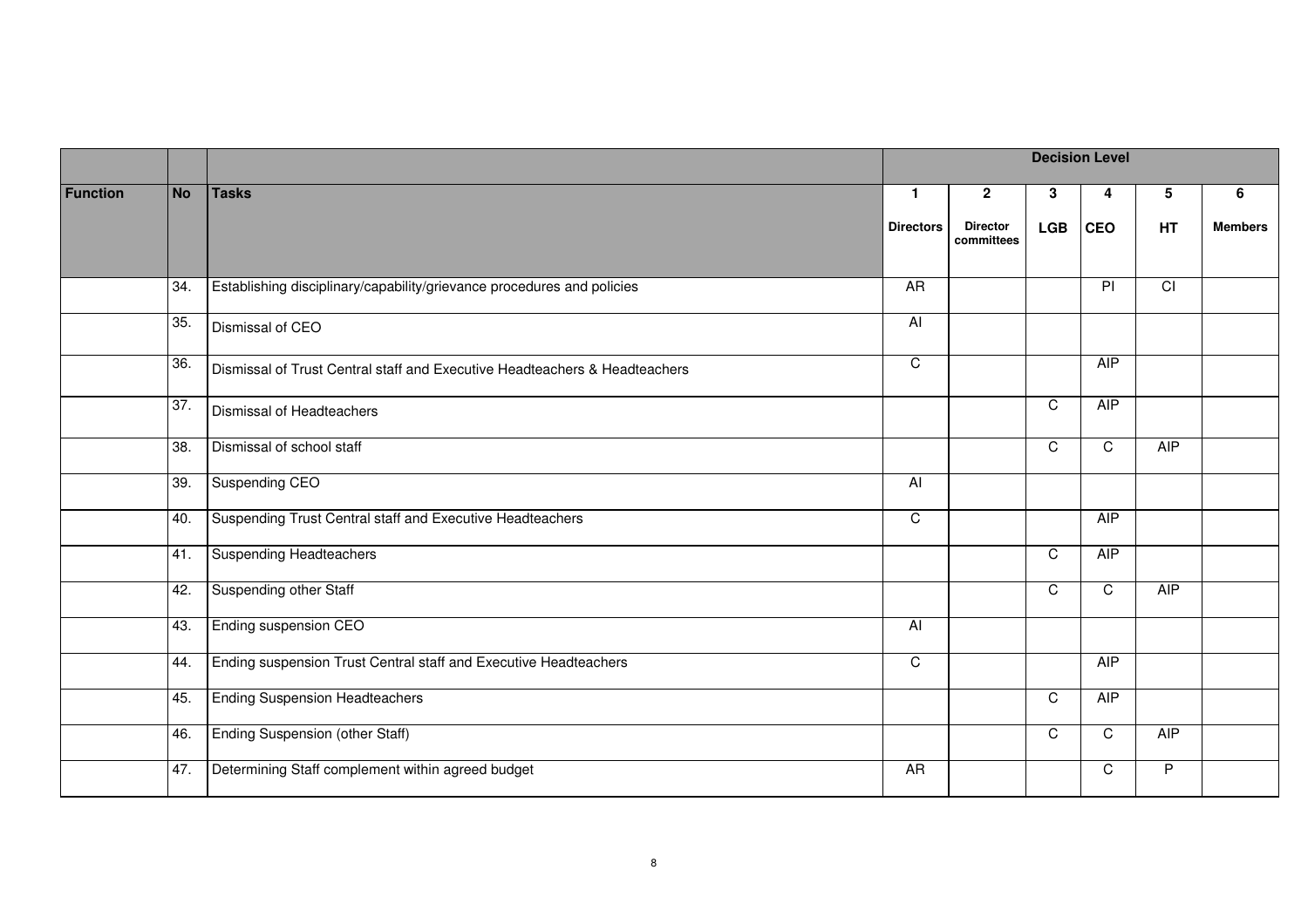| | | | Decision Level | | | | | |
|---|---|---|---|---|---|---|---|---|
| **Function** | **No** | **Tasks** | **1** **Directors** | **2** **Director committees** | **3** **LGB** | **4** **CEO** | **5** **HT** | **6** **Members** |
| | 34. | Establishing disciplinary/capability/grievance procedures and policies | AR | | | PI | CI | |
| | 35. | Dismissal of CEO | AI | | | | | |
| | 36. | Dismissal of Trust Central staff and Executive Headteachers & Headteachers | C | | | AIP | | |
| | 37. | Dismissal of Headteachers | | | C | AIP | | |
| | 38. | Dismissal of school staff | | | C | C | AIP | |
| | 39. | Suspending CEO | AI | | | | | |
| | 40. | Suspending Trust Central staff and Executive Headteachers | C | | | AIP | | |
| | 41. | Suspending Headteachers | | | C | AIP | | |
| | 42. | Suspending other Staff | | | C | C | AIP | |
| | 43. | Ending suspension CEO | AI | | | | | |
| | 44. | Ending suspension Trust Central staff and Executive Headteachers | C | | | AIP | | |
| | 45. | Ending Suspension Headteachers | | | C | AIP | | |
| | 46. | Ending Suspension (other Staff) | | | C | C | AIP | |
| | 47. | Determining Staff complement within agreed budget | AR | | | C | P | |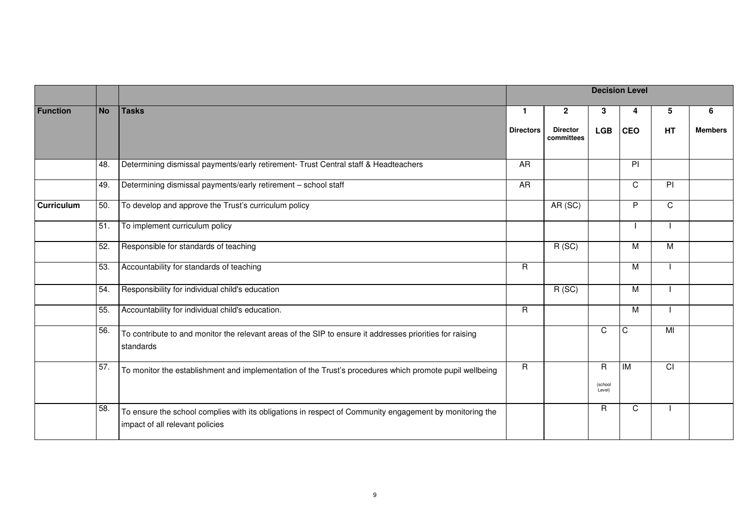| | | | Decision Level | | | | | |
|---|---|---|---|---|---|---|---|---|
| **Function** | **No** | **Tasks** | **1**<br>**Directors** | **2**<br>**Director committees** | **3**<br>**LGB** | **4**<br>**CEO** | **5**<br>**HT** | **6**<br>**Members** |
| | 48. | Determining dismissal payments/early retirement- Trust Central staff & Headteachers | AR | | | PI | | |
| | 49. | Determining dismissal payments/early retirement – school staff | AR | | | C | PI | |
| **Curriculum** | 50. | To develop and approve the Trust's curriculum policy | | AR (SC) | | P | C | |
| | 51. | To implement curriculum policy | | | | I | I | |
| | 52. | Responsible for standards of teaching | | R (SC) | | M | M | |
| | 53. | Accountability for standards of teaching | R | | | M | I | |
| | 54. | Responsibility for individual child's education | | R (SC) | | M | I | |
| | 55. | Accountability for individual child's education. | R | | | M | I | |
| | 56. | To contribute to and monitor the relevant areas of the SIP to ensure it addresses priorities for raising standards | | | C | C | MI | |
| | 57. | To monitor the establishment and implementation of the Trust's procedures which promote pupil wellbeing | R | | R (school Level) | IM | CI | |
| | 58. | To ensure the school complies with its obligations in respect of Community engagement by monitoring the impact of all relevant policies | | | R | C | I | |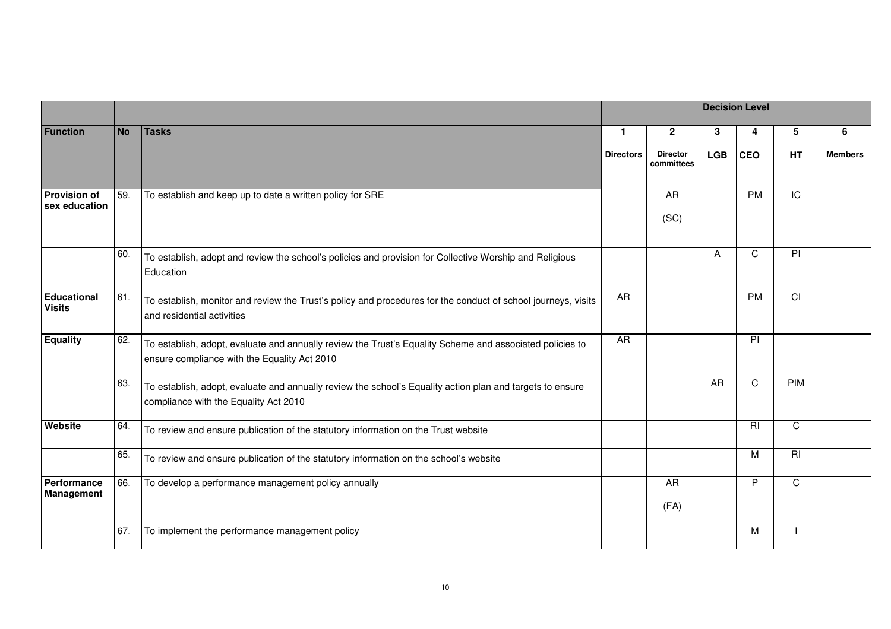| | | | Decision Level | | | | | |
|---|---|---|---|---|---|---|---|---|
| **Function** | **No** | **Tasks** | **1** **Directors** | **2** **Director committees** | **3** **LGB** | **4** **CEO** | **5** **HT** | **6** **Members** |
| **Provision of sex education** | 59. | To establish and keep up to date a written policy for SRE | | AR (SC) | | PM | IC | |
| | 60. | To establish, adopt and review the school's policies and provision for Collective Worship and Religious Education | | | A | C | PI | |
| **Educational Visits** | 61. | To establish, monitor and review the Trust's policy and procedures for the conduct of school journeys, visits and residential activities | AR | | | PM | CI | |
| **Equality** | 62. | To establish, adopt, evaluate and annually review the Trust's Equality Scheme and associated policies to ensure compliance with the Equality Act 2010 | AR | | | PI | | |
| | 63. | To establish, adopt, evaluate and annually review the school's Equality action plan and targets to ensure compliance with the Equality Act 2010 | | | AR | C | PIM | |
| **Website** | 64. | To review and ensure publication of the statutory information on the Trust website | | | | RI | C | |
| | 65. | To review and ensure publication of the statutory information on the school's website | | | | M | RI | |
| **Performance Management** | 66. | To develop a performance management policy annually | | AR (FA) | | P | C | |
| | 67. | To implement the performance management policy | | | | M | I | |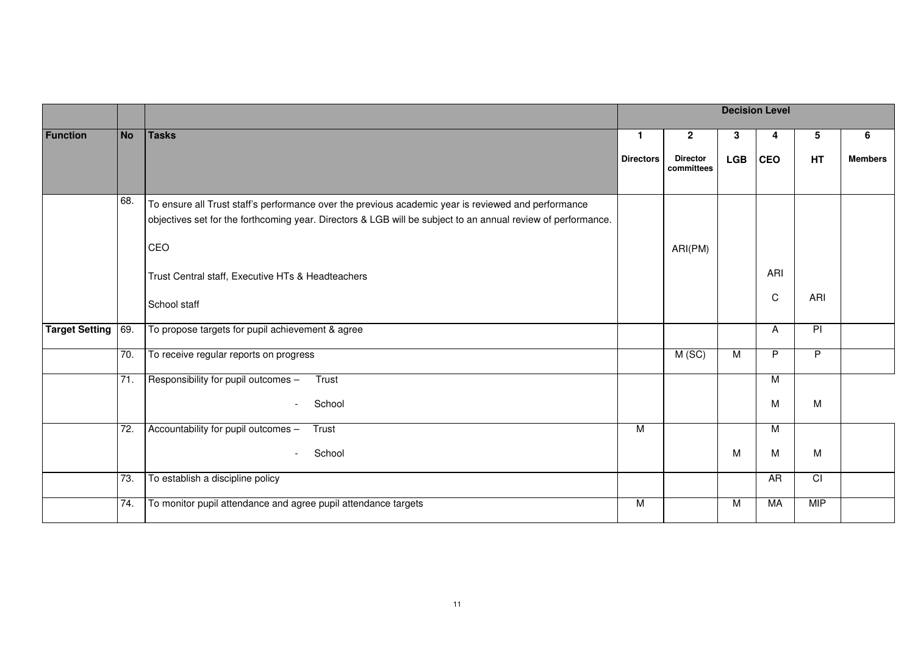| | | | Decision Level | | | | | |
|---|---|---|---|---|---|---|---|---|
| **Function** | **No** | **Tasks** | **1** Directors | **2** Director committees | **3** LGB | **4** CEO | **5** HT | **6** Members |
| | 68. | To ensure all Trust staff's performance over the previous academic year is reviewed and performance objectives set for the forthcoming year. Directors & LGB will be subject to an annual review of performance. | | | | | | |
| | | CEO | | ARI(PM) | | | | |
| | | Trust Central staff, Executive HTs & Headteachers | | | | ARI | | |
| | | School staff | | | | C | ARI | |
| **Target Setting** | 69. | To propose targets for pupil achievement & agree | | | | A | PI | |
| | 70. | To receive regular reports on progress | | M (SC) | M | P | P | |
| | 71. | Responsibility for pupil outcomes – Trust | | | | M | | |
| | | - School | | | | M | M | |
| | 72. | Accountability for pupil outcomes – Trust | M | | | M | | |
| | | - School | | | M | M | M | |
| | 73. | To establish a discipline policy | | | | AR | CI | |
| | 74. | To monitor pupil attendance and agree pupil attendance targets | M | | M | MA | MIP | |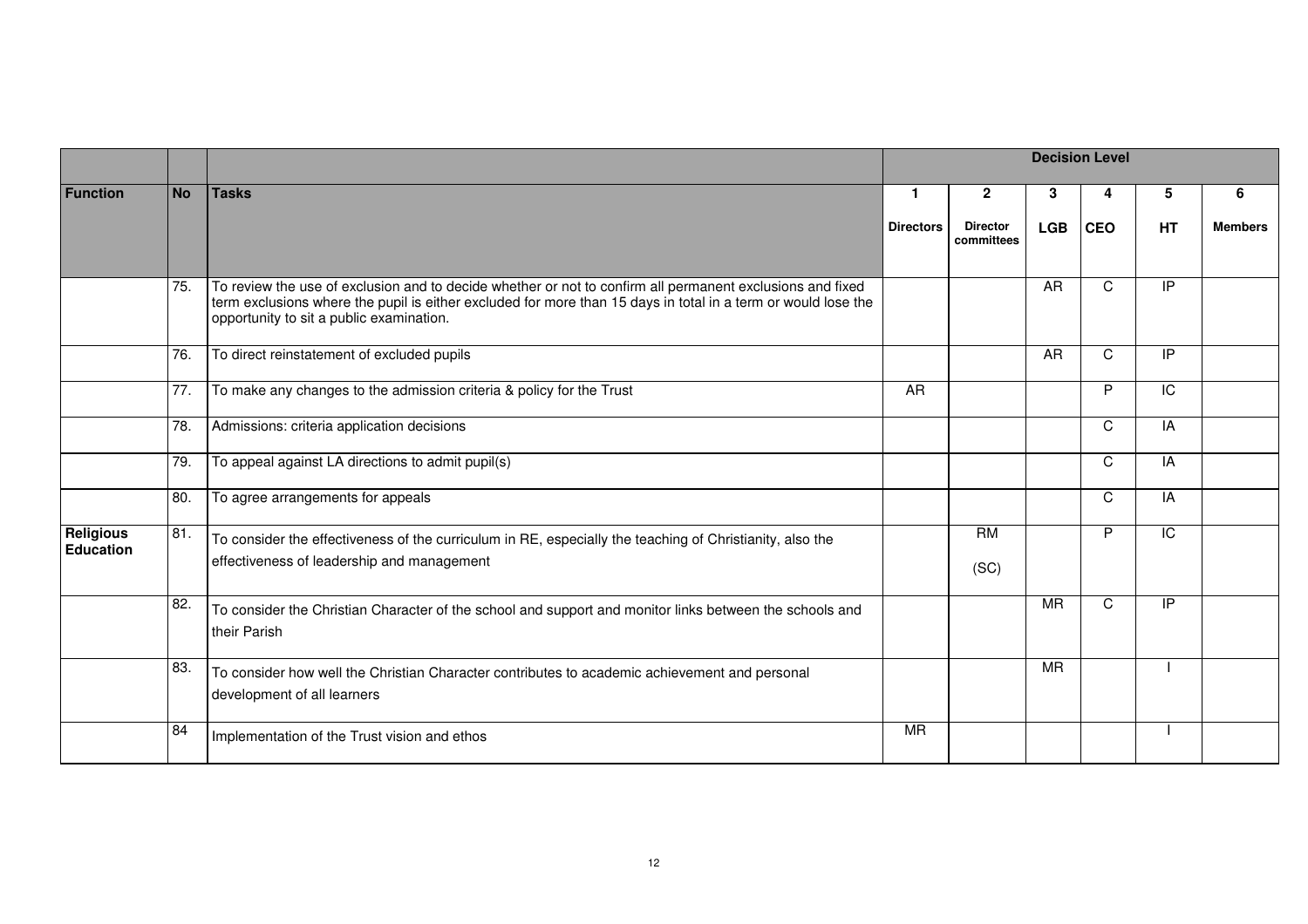| | | | Decision Level | | | | | |
|---|---|---|---|---|---|---|---|---|
| **Function** | **No** | **Tasks** | **1** **Directors** | **2** **Director committees** | **3** **LGB** | **4** **CEO** | **5** **HT** | **6** **Members** |
| | 75. | To review the use of exclusion and to decide whether or not to confirm all permanent exclusions and fixed term exclusions where the pupil is either excluded for more than 15 days in total in a term or would lose the opportunity to sit a public examination. | | | AR | C | IP | |
| | 76. | To direct reinstatement of excluded pupils | | | AR | C | IP | |
| | 77. | To make any changes to the admission criteria & policy for the Trust | AR | | | P | IC | |
| | 78. | Admissions: criteria application decisions | | | | C | IA | |
| | 79. | To appeal against LA directions to admit pupil(s) | | | | C | IA | |
| | 80. | To agree arrangements for appeals | | | | C | IA | |
| **Religious Education** | 81. | To consider the effectiveness of the curriculum in RE, especially the teaching of Christianity, also the effectiveness of leadership and management | | RM (SC) | | P | IC | |
| | 82. | To consider the Christian Character of the school and support and monitor links between the schools and their Parish | | | MR | C | IP | |
| | 83. | To consider how well the Christian Character contributes to academic achievement and personal development of all learners | | | MR | | I | |
| | 84 | Implementation of the Trust vision and ethos | MR | | | | I | |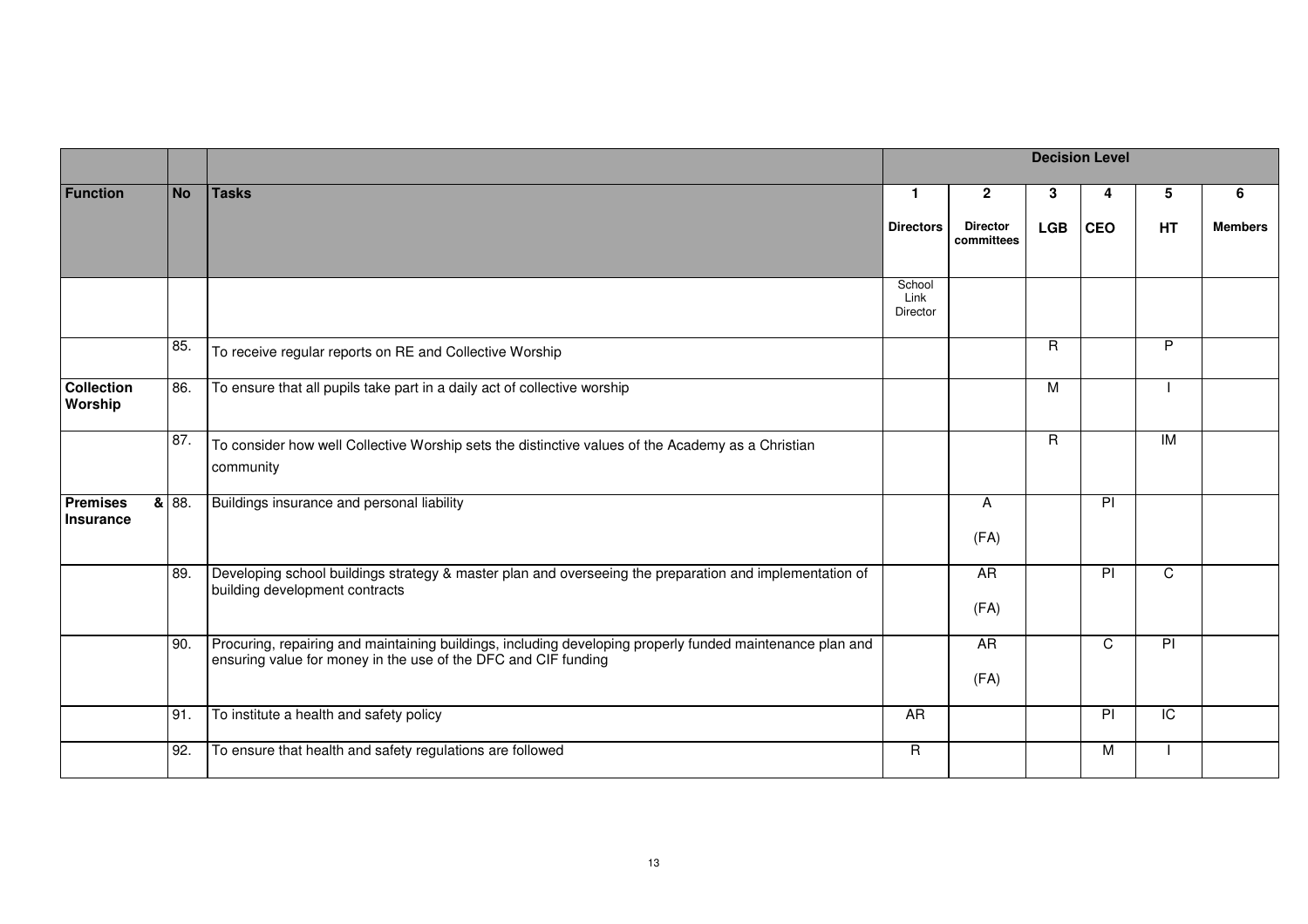| | | | Decision Level | | | | | |
|---|---|---|---|---|---|---|---|---|
| **Function** | **No** | **Tasks** | **1** **Directors** | **2** **Director committees** | **3** **LGB** | **4** **CEO** | **5** **HT** | **6** **Members** |
| | | | School Link Director | | | | | |
| | 85. | To receive regular reports on RE and Collective Worship | | | R | | P | |
| **Collection Worship** | 86. | To ensure that all pupils take part in a daily act of collective worship | | | M | | I | |
| | 87. | To consider how well Collective Worship sets the distinctive values of the Academy as a Christian community | | | R | | IM | |
| **Premises & Insurance** | 88. | Buildings insurance and personal liability | | A (FA) | | PI | | |
| | 89. | Developing school buildings strategy & master plan and overseeing the preparation and implementation of building development contracts | | AR (FA) | | PI | C | |
| | 90. | Procuring, repairing and maintaining buildings, including developing properly funded maintenance plan and ensuring value for money in the use of the DFC and CIF funding | | AR (FA) | | C | PI | |
| | 91. | To institute a health and safety policy | AR | | | PI | IC | |
| | 92. | To ensure that health and safety regulations are followed | R | | | M | I | |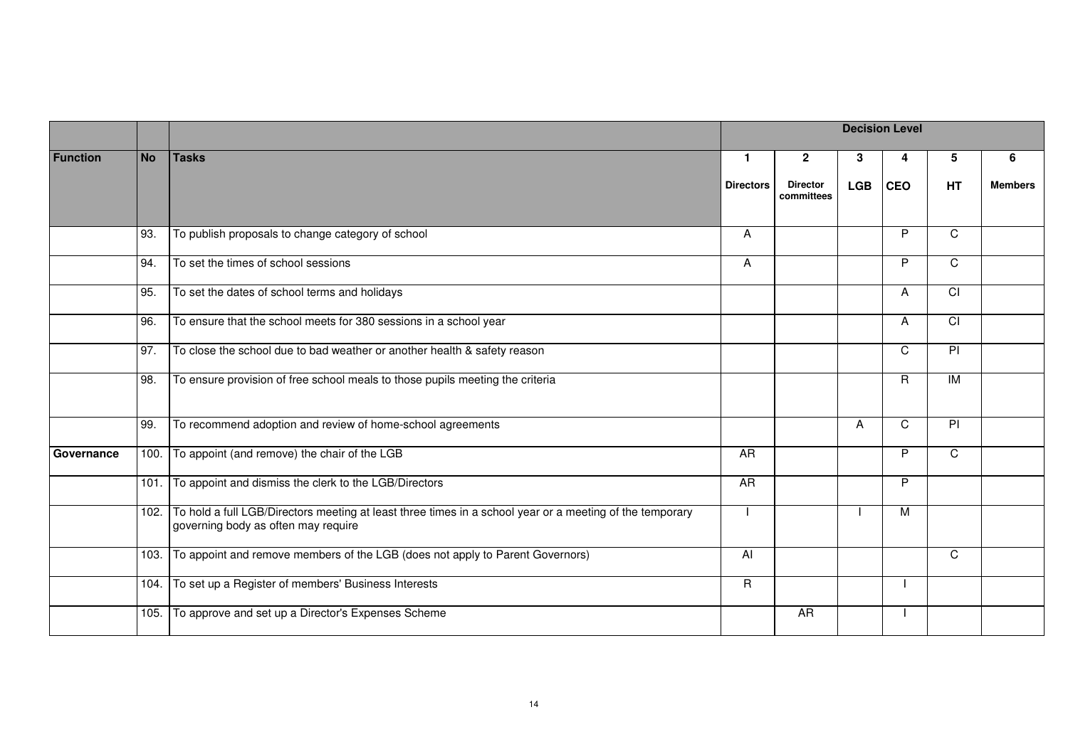| | | | Decision Level | | | | | |
|---|---|---|---|---|---|---|---|---|
| **Function** | **No** | **Tasks** | **1** Directors | **2** Director committees | **3** LGB | **4** CEO | **5** HT | **6** Members |
| | 93. | To publish proposals to change category of school | A | | | P | C | |
| | 94. | To set the times of school sessions | A | | | P | C | |
| | 95. | To set the dates of school terms and holidays | | | | A | CI | |
| | 96. | To ensure that the school meets for 380 sessions in a school year | | | | A | CI | |
| | 97. | To close the school due to bad weather or another health & safety reason | | | | C | PI | |
| | 98. | To ensure provision of free school meals to those pupils meeting the criteria | | | | R | IM | |
| | 99. | To recommend adoption and review of home-school agreements | | | A | C | PI | |
| **Governance** | 100. | To appoint (and remove) the chair of the LGB | AR | | | P | C | |
| | 101. | To appoint and dismiss the clerk to the LGB/Directors | AR | | | P | | |
| | 102. | To hold a full LGB/Directors meeting at least three times in a school year or a meeting of the temporary governing body as often may require | I | | I | M | | |
| | 103. | To appoint and remove members of the LGB (does not apply to Parent Governors) | AI | | | | C | |
| | 104. | To set up a Register of members' Business Interests | R | | | I | | |
| | 105. | To approve and set up a Director's Expenses Scheme | | AR | | I | | |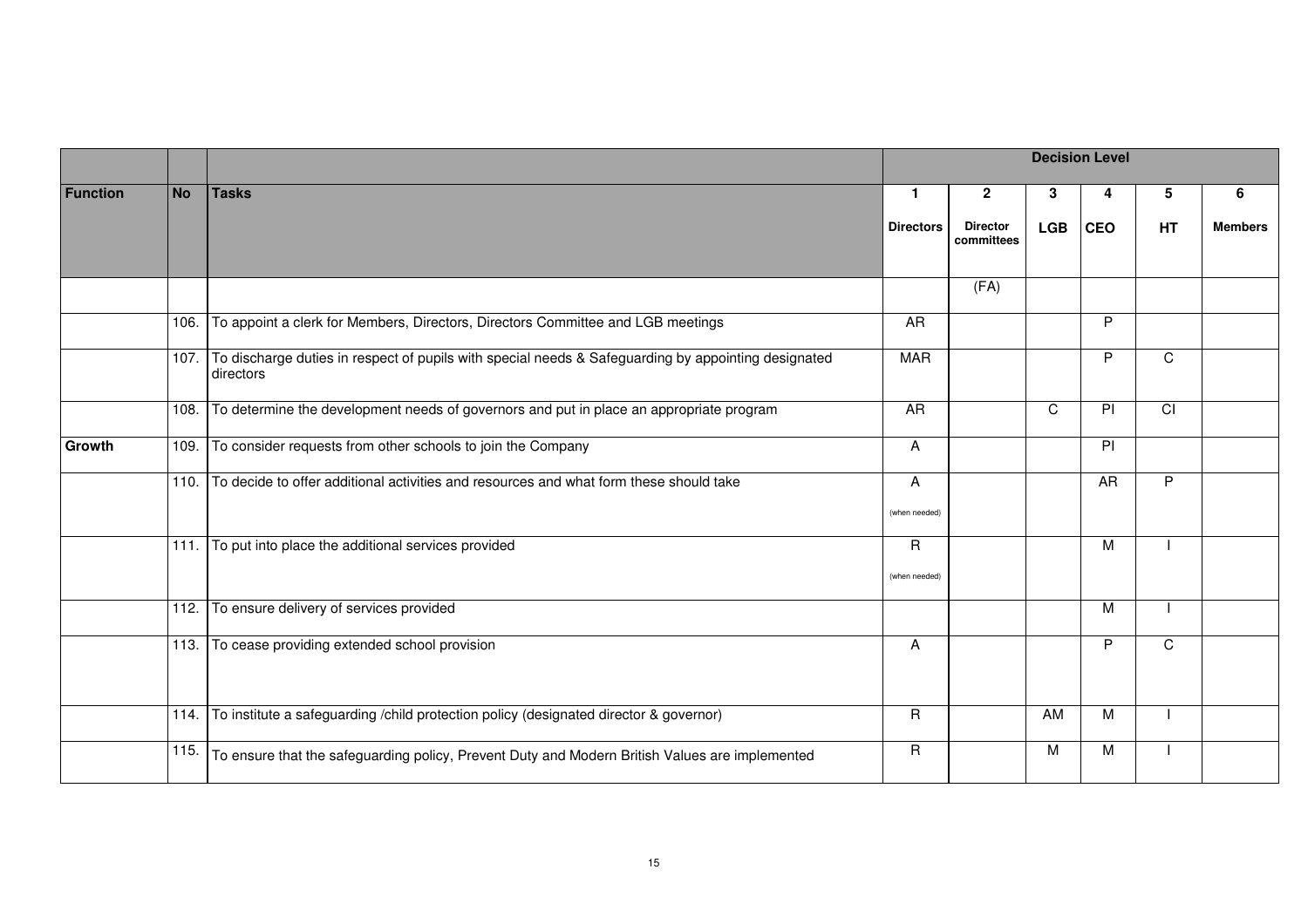| | | | Decision Level | | | | | |
|---|---|---|---|---|---|---|---|---|
| **Function** | **No** | **Tasks** | **1**<br>**Directors** | **2**<br>**Director committees** | **3**<br>**LGB** | **4**<br>**CEO** | **5**<br>**HT** | **6**<br>**Members** |
| | | | | (FA) | | | | |
| | 106. | To appoint a clerk for Members, Directors, Directors Committee and LGB meetings | AR | | | P | | |
| | 107. | To discharge duties in respect of pupils with special needs & Safeguarding by appointing designated directors | MAR | | | P | C | |
| | 108. | To determine the development needs of governors and put in place an appropriate program | AR | | C | PI | CI | |
| **Growth** | 109. | To consider requests from other schools to join the Company | A | | | PI | | |
| | 110. | To decide to offer additional activities and resources and what form these should take | A<br>(when needed) | | | AR | P | |
| | 111. | To put into place the additional services provided | R<br>(when needed) | | | M | I | |
| | 112. | To ensure delivery of services provided | | | | M | I | |
| | 113. | To cease providing extended school provision | A | | | P | C | |
| | 114. | To institute a safeguarding /child protection policy (designated director & governor) | R | | AM | M | I | |
| | 115. | To ensure that the safeguarding policy, Prevent Duty and Modern British Values are implemented | R | | M | M | I | |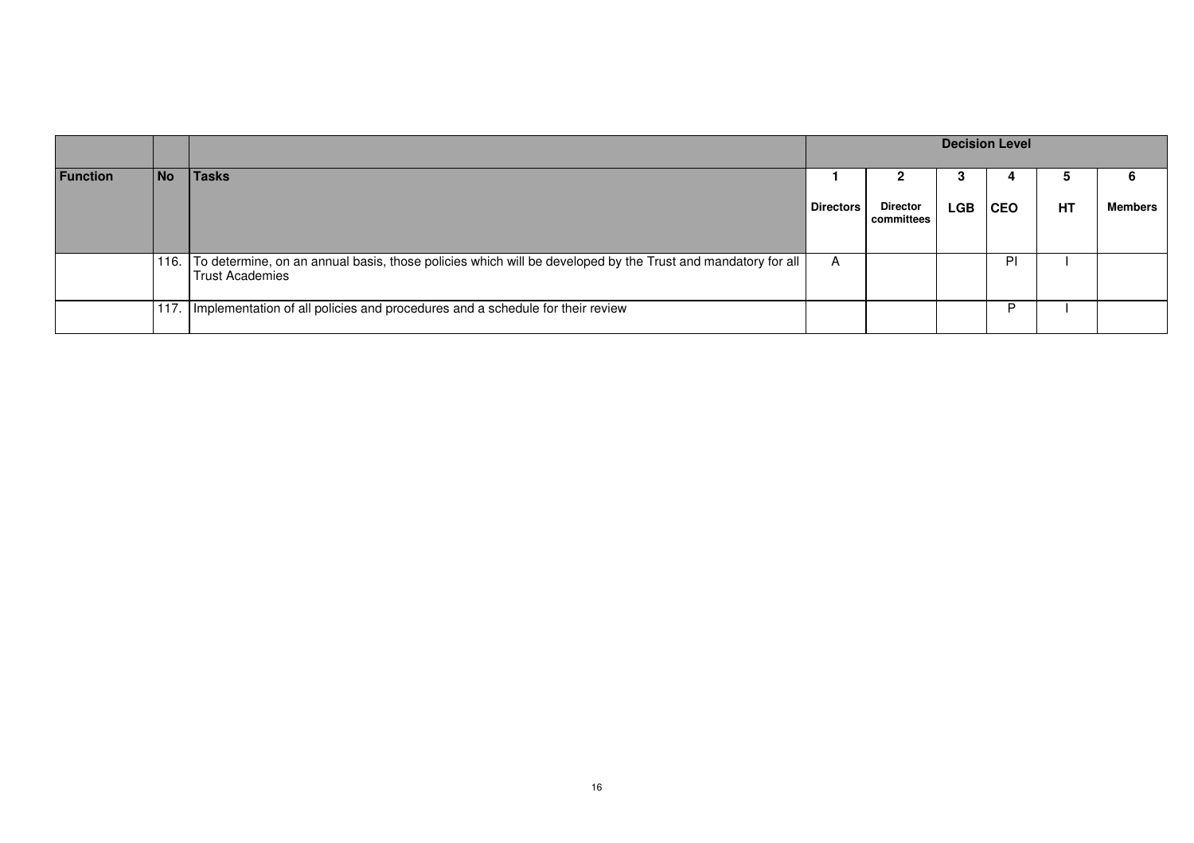| Function | No | Tasks | Decision Level | | | | | |
|---|---|---|---|---|---|---|---|---|
| | | | 1 | 2 | 3 | 4 | 5 | 6 |
| | | | Directors | Director committees | LGB | CEO | HT | Members |
| | 116. | To determine, on an annual basis, those policies which will be developed by the Trust and mandatory for all Trust Academies | A | | | PI | I | |
| | 117. | Implementation of all policies and procedures and a schedule for their review | | | | P | I | |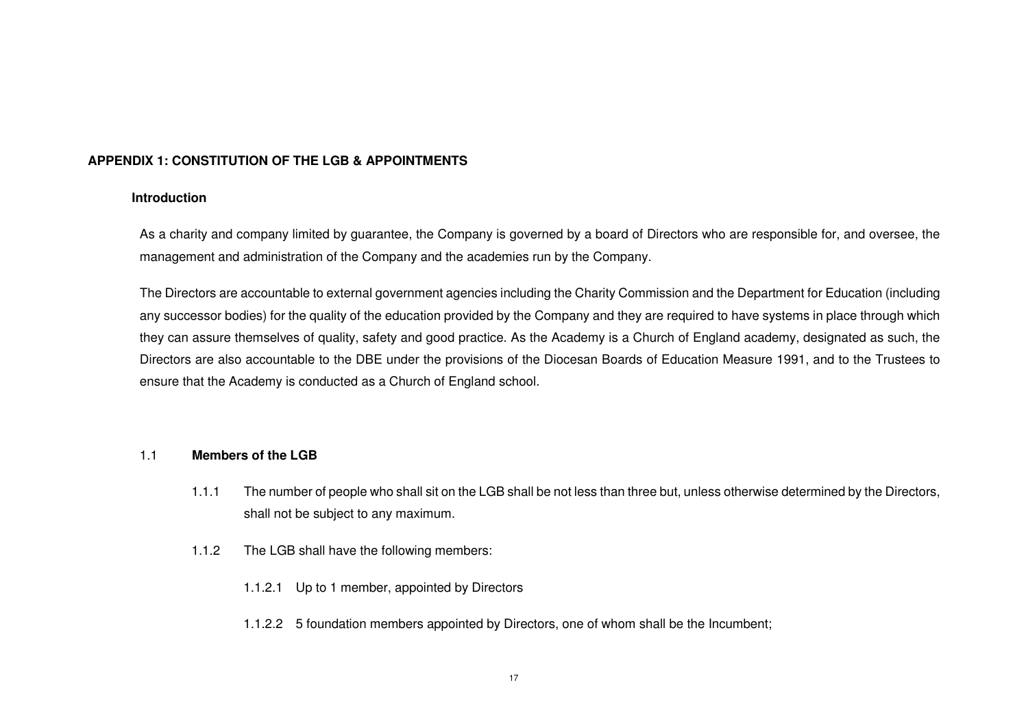## APPENDIX 1: CONSTITUTION OF THE LGB & APPOINTMENTS

### Introduction

As a charity and company limited by guarantee, the Company is governed by a board of Directors who are responsible for, and oversee, the management and administration of the Company and the academies run by the Company.

The Directors are accountable to external government agencies including the Charity Commission and the Department for Education (including any successor bodies) for the quality of the education provided by the Company and they are required to have systems in place through which they can assure themselves of quality, safety and good practice. As the Academy is a Church of England academy, designated as such, the Directors are also accountable to the DBE under the provisions of the Diocesan Boards of Education Measure 1991, and to the Trustees to ensure that the Academy is conducted as a Church of England school.

1.1 **Members of the LGB**

1.1.1 The number of people who shall sit on the LGB shall be not less than three but, unless otherwise determined by the Directors, shall not be subject to any maximum.

1.1.2 The LGB shall have the following members:

1.1.2.1 Up to 1 member, appointed by Directors

1.1.2.2 5 foundation members appointed by Directors, one of whom shall be the Incumbent;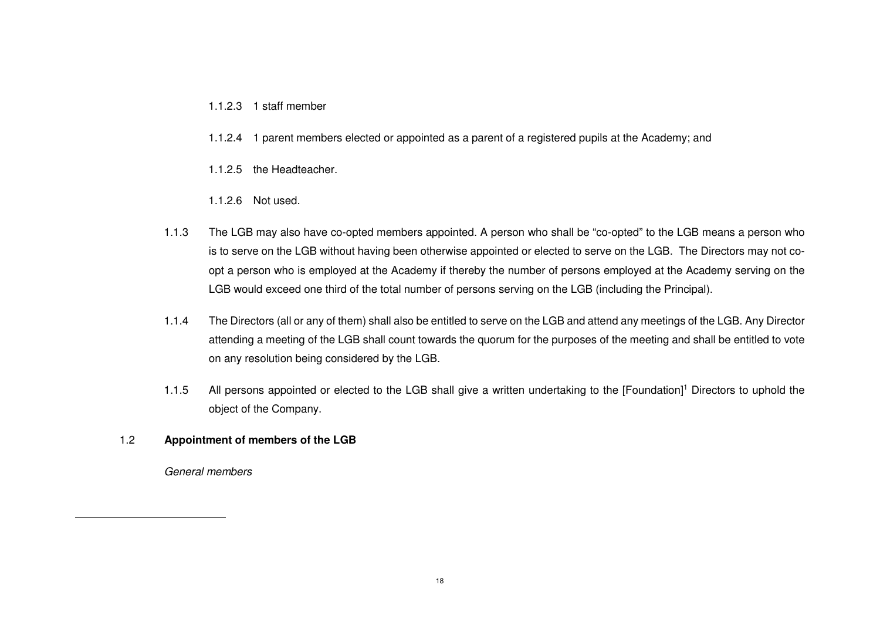1.1.2.3 1 staff member

1.1.2.4 1 parent members elected or appointed as a parent of a registered pupils at the Academy; and

1.1.2.5 the Headteacher.

1.1.2.6 Not used.

1.1.3 The LGB may also have co-opted members appointed. A person who shall be "co-opted" to the LGB means a person who is to serve on the LGB without having been otherwise appointed or elected to serve on the LGB. The Directors may not co-opt a person who is employed at the Academy if thereby the number of persons employed at the Academy serving on the LGB would exceed one third of the total number of persons serving on the LGB (including the Principal).

1.1.4 The Directors (all or any of them) shall also be entitled to serve on the LGB and attend any meetings of the LGB. Any Director attending a meeting of the LGB shall count towards the quorum for the purposes of the meeting and shall be entitled to vote on any resolution being considered by the LGB.

1.1.5 All persons appointed or elected to the LGB shall give a written undertaking to the [Foundation][1] Directors to uphold the object of the Company.

1.2 **Appointment of members of the LGB**

*General members*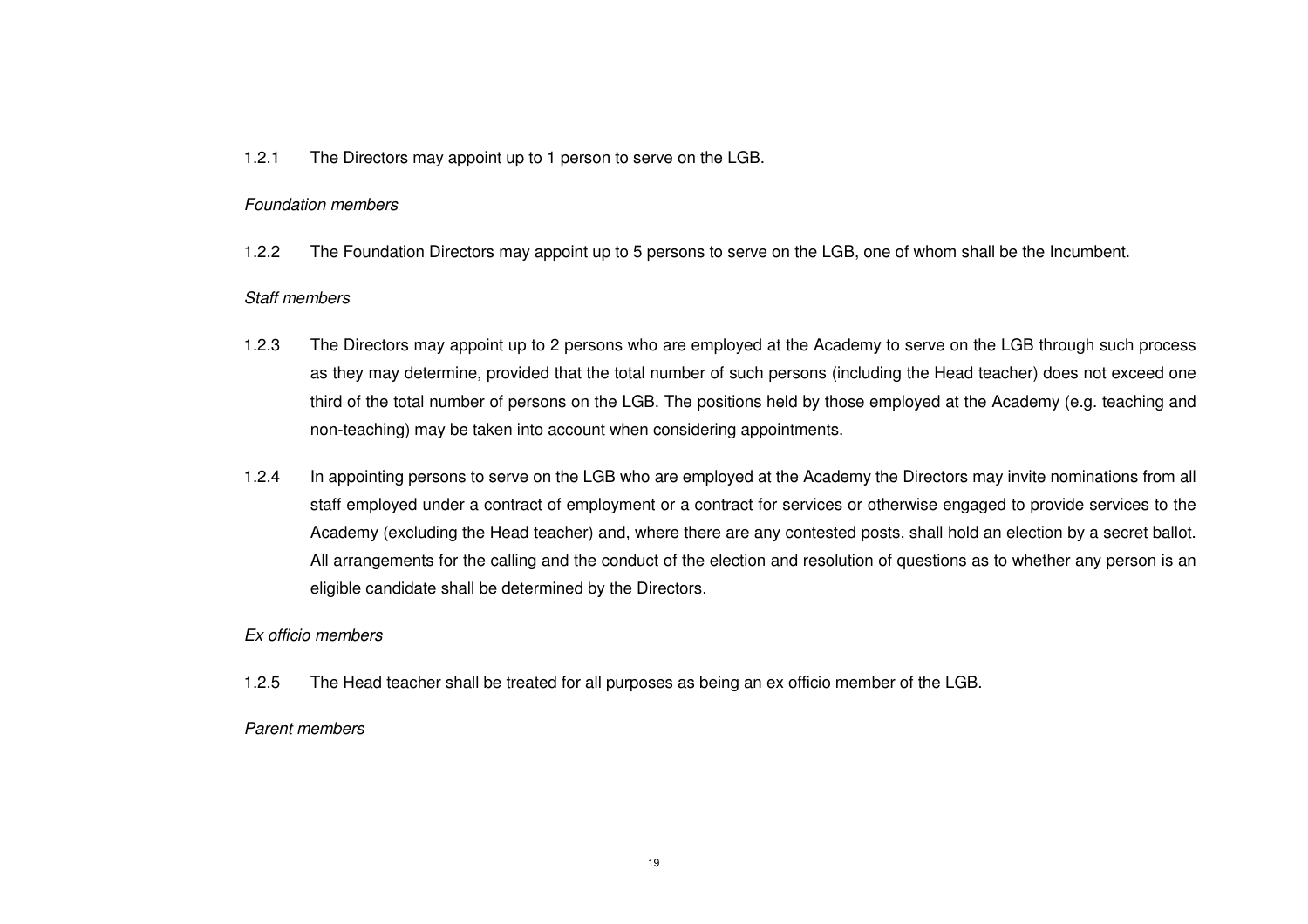1.2.1 The Directors may appoint up to 1 person to serve on the LGB.

*Foundation members*

1.2.2 The Foundation Directors may appoint up to 5 persons to serve on the LGB, one of whom shall be the Incumbent.

*Staff members*

1.2.3 The Directors may appoint up to 2 persons who are employed at the Academy to serve on the LGB through such process as they may determine, provided that the total number of such persons (including the Head teacher) does not exceed one third of the total number of persons on the LGB. The positions held by those employed at the Academy (e.g. teaching and non-teaching) may be taken into account when considering appointments.

1.2.4 In appointing persons to serve on the LGB who are employed at the Academy the Directors may invite nominations from all staff employed under a contract of employment or a contract for services or otherwise engaged to provide services to the Academy (excluding the Head teacher) and, where there are any contested posts, shall hold an election by a secret ballot. All arrangements for the calling and the conduct of the election and resolution of questions as to whether any person is an eligible candidate shall be determined by the Directors.

*Ex officio members*

1.2.5 The Head teacher shall be treated for all purposes as being an ex officio member of the LGB.

*Parent members*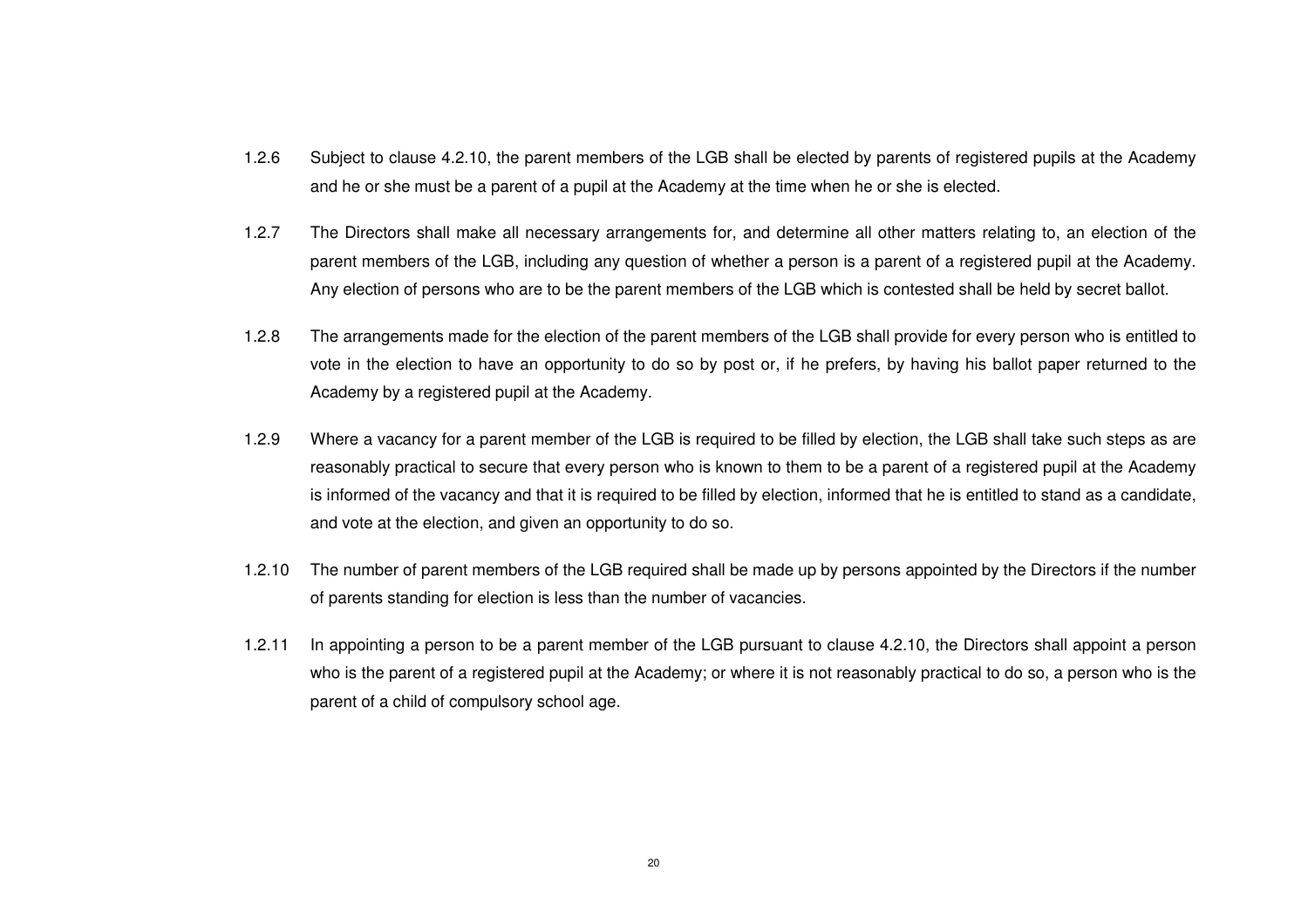1.2.6 Subject to clause 4.2.10, the parent members of the LGB shall be elected by parents of registered pupils at the Academy and he or she must be a parent of a pupil at the Academy at the time when he or she is elected.

1.2.7 The Directors shall make all necessary arrangements for, and determine all other matters relating to, an election of the parent members of the LGB, including any question of whether a person is a parent of a registered pupil at the Academy. Any election of persons who are to be the parent members of the LGB which is contested shall be held by secret ballot.

1.2.8 The arrangements made for the election of the parent members of the LGB shall provide for every person who is entitled to vote in the election to have an opportunity to do so by post or, if he prefers, by having his ballot paper returned to the Academy by a registered pupil at the Academy.

1.2.9 Where a vacancy for a parent member of the LGB is required to be filled by election, the LGB shall take such steps as are reasonably practical to secure that every person who is known to them to be a parent of a registered pupil at the Academy is informed of the vacancy and that it is required to be filled by election, informed that he is entitled to stand as a candidate, and vote at the election, and given an opportunity to do so.

1.2.10 The number of parent members of the LGB required shall be made up by persons appointed by the Directors if the number of parents standing for election is less than the number of vacancies.

1.2.11 In appointing a person to be a parent member of the LGB pursuant to clause 4.2.10, the Directors shall appoint a person who is the parent of a registered pupil at the Academy; or where it is not reasonably practical to do so, a person who is the parent of a child of compulsory school age.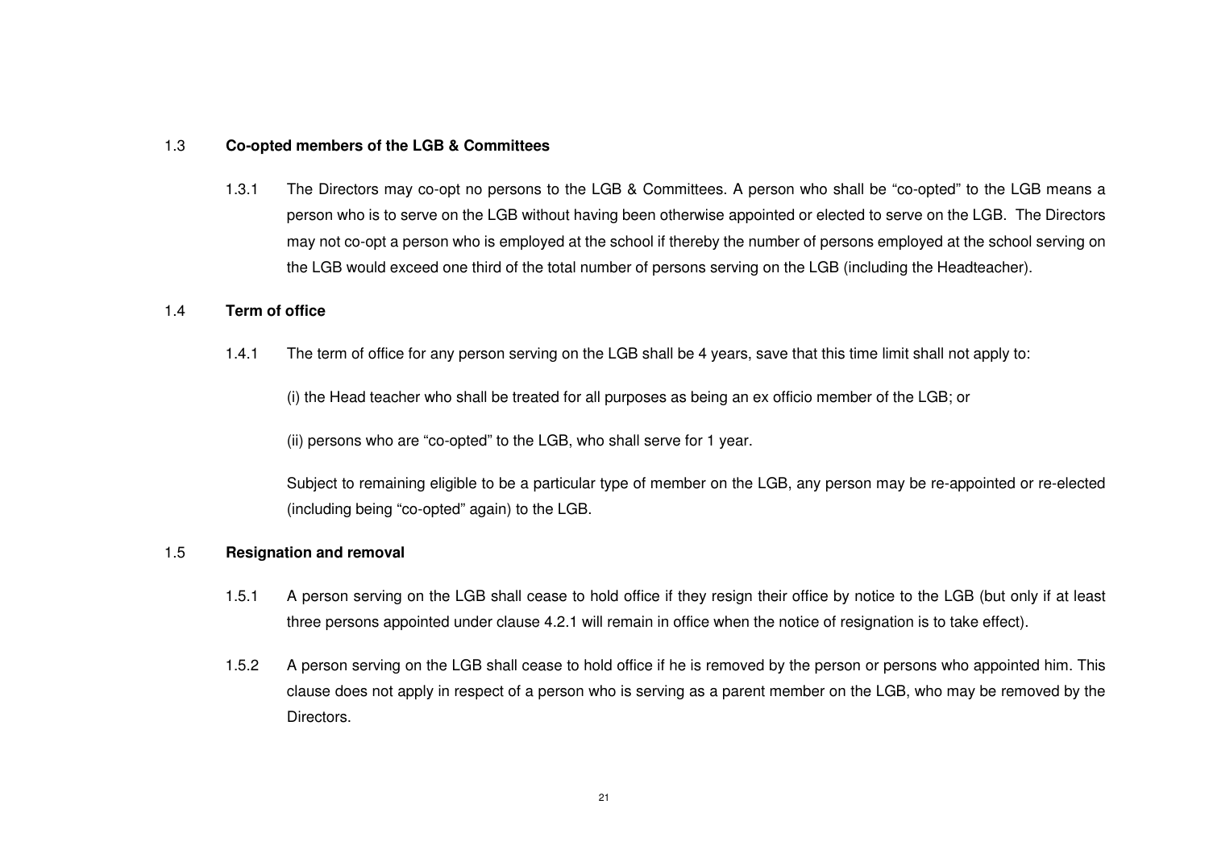### 1.3 Co-opted members of the LGB & Committees

1.3.1 The Directors may co-opt no persons to the LGB & Committees. A person who shall be "co-opted" to the LGB means a person who is to serve on the LGB without having been otherwise appointed or elected to serve on the LGB. The Directors may not co-opt a person who is employed at the school if thereby the number of persons employed at the school serving on the LGB would exceed one third of the total number of persons serving on the LGB (including the Headteacher).

### 1.4 Term of office

1.4.1 The term of office for any person serving on the LGB shall be 4 years, save that this time limit shall not apply to:

(i) the Head teacher who shall be treated for all purposes as being an ex officio member of the LGB; or

(ii) persons who are "co-opted" to the LGB, who shall serve for 1 year.

Subject to remaining eligible to be a particular type of member on the LGB, any person may be re-appointed or re-elected (including being "co-opted" again) to the LGB.

### 1.5 Resignation and removal

1.5.1 A person serving on the LGB shall cease to hold office if they resign their office by notice to the LGB (but only if at least three persons appointed under clause 4.2.1 will remain in office when the notice of resignation is to take effect).

1.5.2 A person serving on the LGB shall cease to hold office if he is removed by the person or persons who appointed him. This clause does not apply in respect of a person who is serving as a parent member on the LGB, who may be removed by the Directors.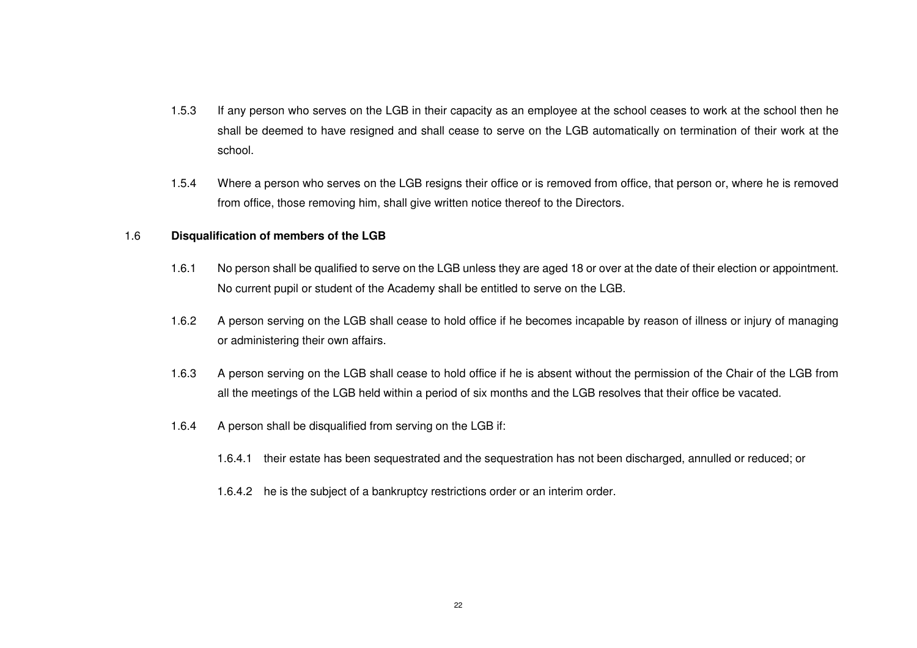1.5.3 If any person who serves on the LGB in their capacity as an employee at the school ceases to work at the school then he shall be deemed to have resigned and shall cease to serve on the LGB automatically on termination of their work at the school.

1.5.4 Where a person who serves on the LGB resigns their office or is removed from office, that person or, where he is removed from office, those removing him, shall give written notice thereof to the Directors.

1.6 **Disqualification of members of the LGB**

1.6.1 No person shall be qualified to serve on the LGB unless they are aged 18 or over at the date of their election or appointment. No current pupil or student of the Academy shall be entitled to serve on the LGB.

1.6.2 A person serving on the LGB shall cease to hold office if he becomes incapable by reason of illness or injury of managing or administering their own affairs.

1.6.3 A person serving on the LGB shall cease to hold office if he is absent without the permission of the Chair of the LGB from all the meetings of the LGB held within a period of six months and the LGB resolves that their office be vacated.

1.6.4 A person shall be disqualified from serving on the LGB if:

1.6.4.1 their estate has been sequestrated and the sequestration has not been discharged, annulled or reduced; or

1.6.4.2 he is the subject of a bankruptcy restrictions order or an interim order.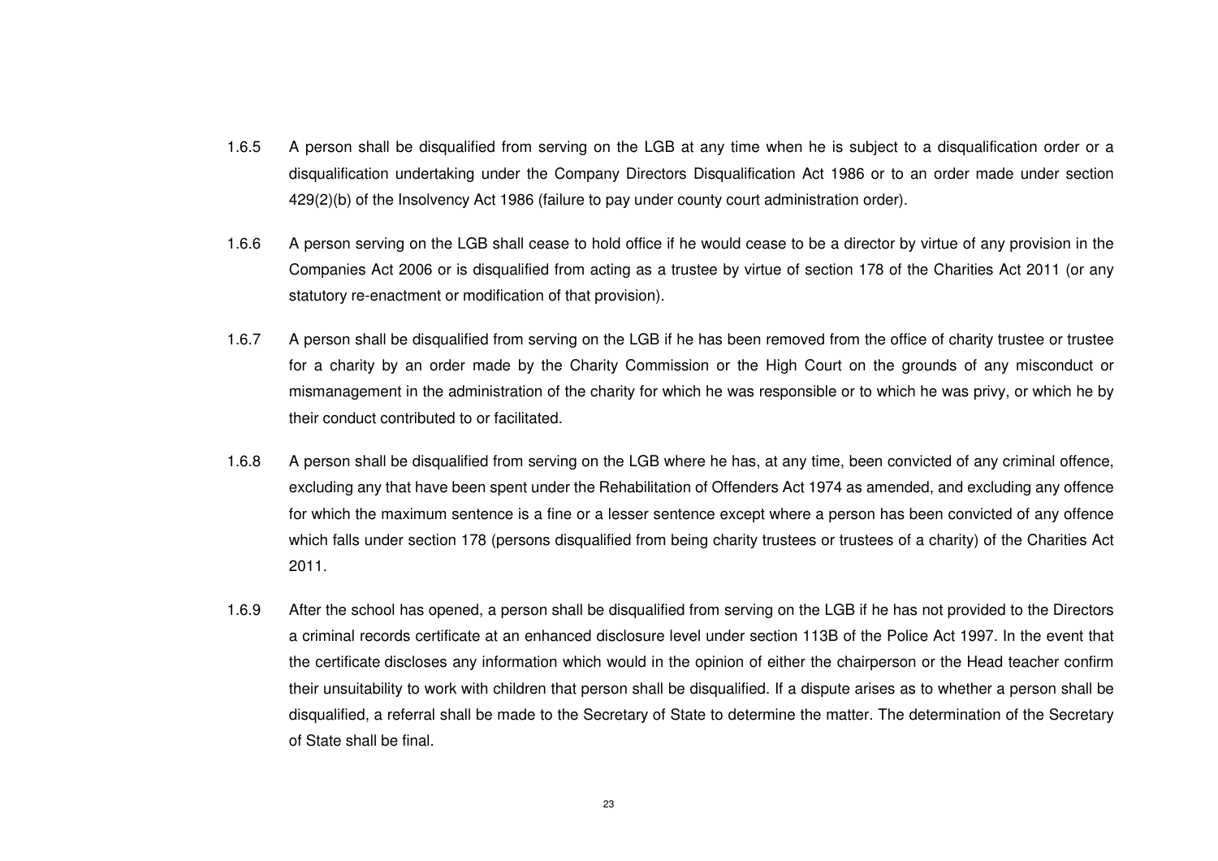1.6.5 A person shall be disqualified from serving on the LGB at any time when he is subject to a disqualification order or a disqualification undertaking under the Company Directors Disqualification Act 1986 or to an order made under section 429(2)(b) of the Insolvency Act 1986 (failure to pay under county court administration order).

1.6.6 A person serving on the LGB shall cease to hold office if he would cease to be a director by virtue of any provision in the Companies Act 2006 or is disqualified from acting as a trustee by virtue of section 178 of the Charities Act 2011 (or any statutory re-enactment or modification of that provision).

1.6.7 A person shall be disqualified from serving on the LGB if he has been removed from the office of charity trustee or trustee for a charity by an order made by the Charity Commission or the High Court on the grounds of any misconduct or mismanagement in the administration of the charity for which he was responsible or to which he was privy, or which he by their conduct contributed to or facilitated.

1.6.8 A person shall be disqualified from serving on the LGB where he has, at any time, been convicted of any criminal offence, excluding any that have been spent under the Rehabilitation of Offenders Act 1974 as amended, and excluding any offence for which the maximum sentence is a fine or a lesser sentence except where a person has been convicted of any offence which falls under section 178 (persons disqualified from being charity trustees or trustees of a charity) of the Charities Act 2011.

1.6.9 After the school has opened, a person shall be disqualified from serving on the LGB if he has not provided to the Directors a criminal records certificate at an enhanced disclosure level under section 113B of the Police Act 1997. In the event that the certificate discloses any information which would in the opinion of either the chairperson or the Head teacher confirm their unsuitability to work with children that person shall be disqualified. If a dispute arises as to whether a person shall be disqualified, a referral shall be made to the Secretary of State to determine the matter. The determination of the Secretary of State shall be final.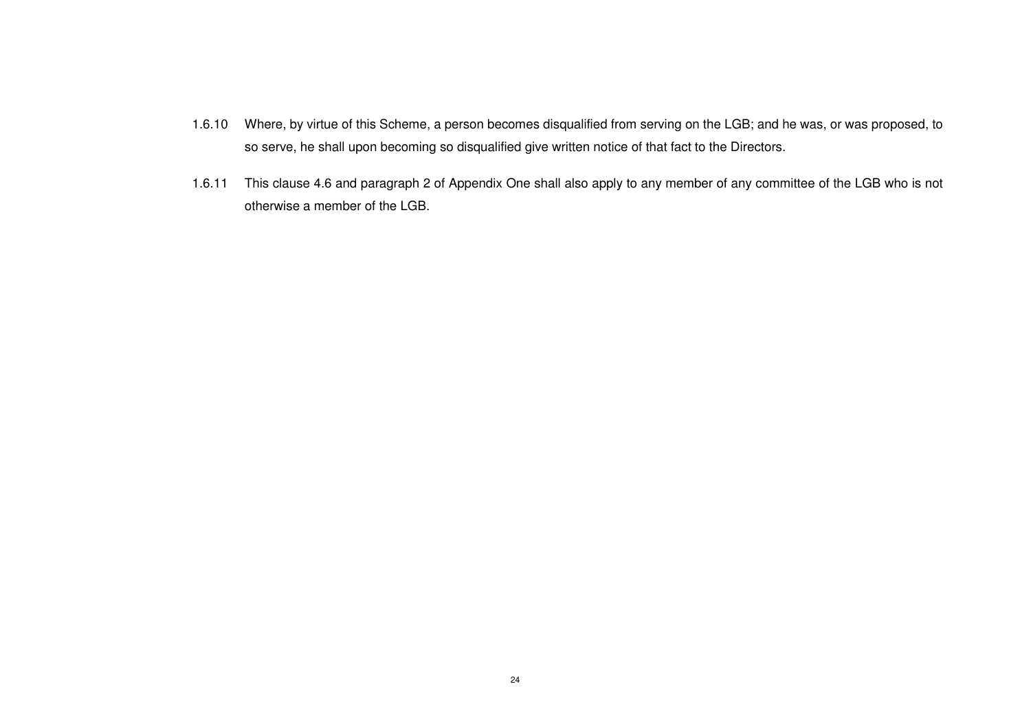1.6.10 Where, by virtue of this Scheme, a person becomes disqualified from serving on the LGB; and he was, or was proposed, to so serve, he shall upon becoming so disqualified give written notice of that fact to the Directors.

1.6.11 This clause 4.6 and paragraph 2 of Appendix One shall also apply to any member of any committee of the LGB who is not otherwise a member of the LGB.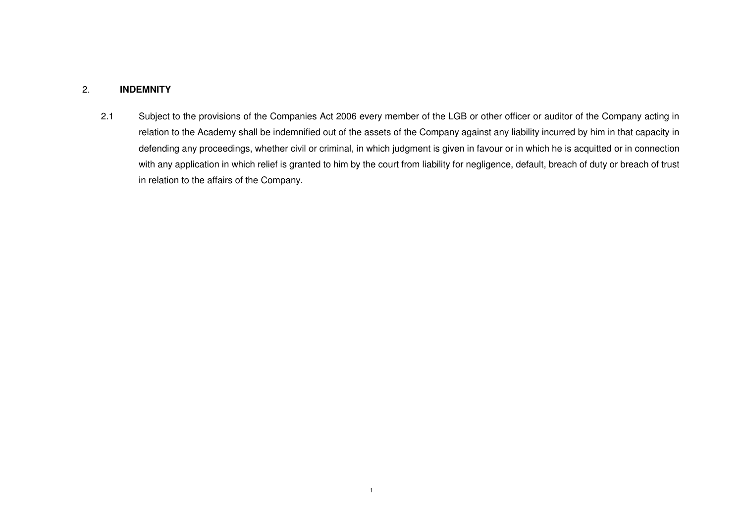## 2. INDEMNITY

2.1 Subject to the provisions of the Companies Act 2006 every member of the LGB or other officer or auditor of the Company acting in relation to the Academy shall be indemnified out of the assets of the Company against any liability incurred by him in that capacity in defending any proceedings, whether civil or criminal, in which judgment is given in favour or in which he is acquitted or in connection with any application in which relief is granted to him by the court from liability for negligence, default, breach of duty or breach of trust in relation to the affairs of the Company.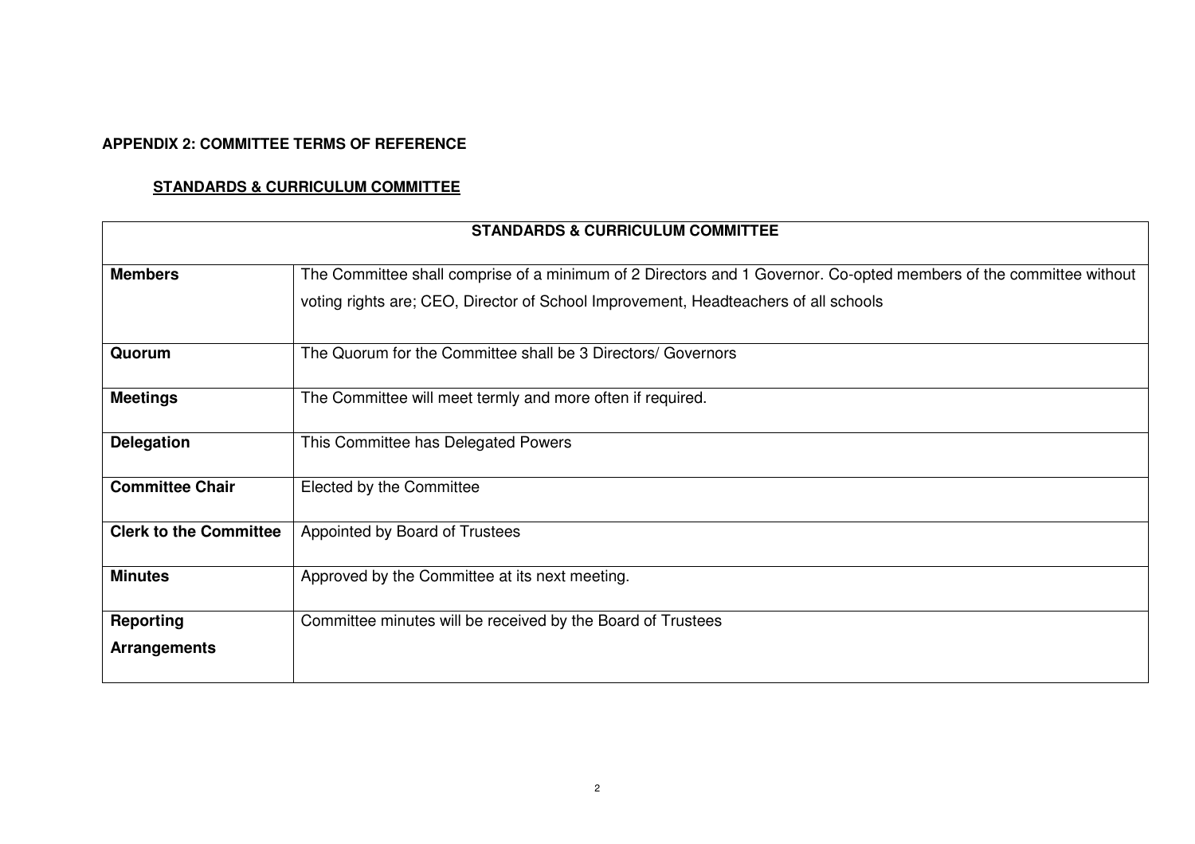**APPENDIX 2: COMMITTEE TERMS OF REFERENCE**

**STANDARDS & CURRICULUM COMMITTEE**

| **STANDARDS & CURRICULUM COMMITTEE** | |
|---|---|
| **Members** | The Committee shall comprise of a minimum of 2 Directors and 1 Governor. Co-opted members of the committee without voting rights are; CEO, Director of School Improvement, Headteachers of all schools |
| **Quorum** | The Quorum for the Committee shall be 3 Directors/ Governors |
| **Meetings** | The Committee will meet termly and more often if required. |
| **Delegation** | This Committee has Delegated Powers |
| **Committee Chair** | Elected by the Committee |
| **Clerk to the Committee** | Appointed by Board of Trustees |
| **Minutes** | Approved by the Committee at its next meeting. |
| **Reporting Arrangements** | Committee minutes will be received by the Board of Trustees |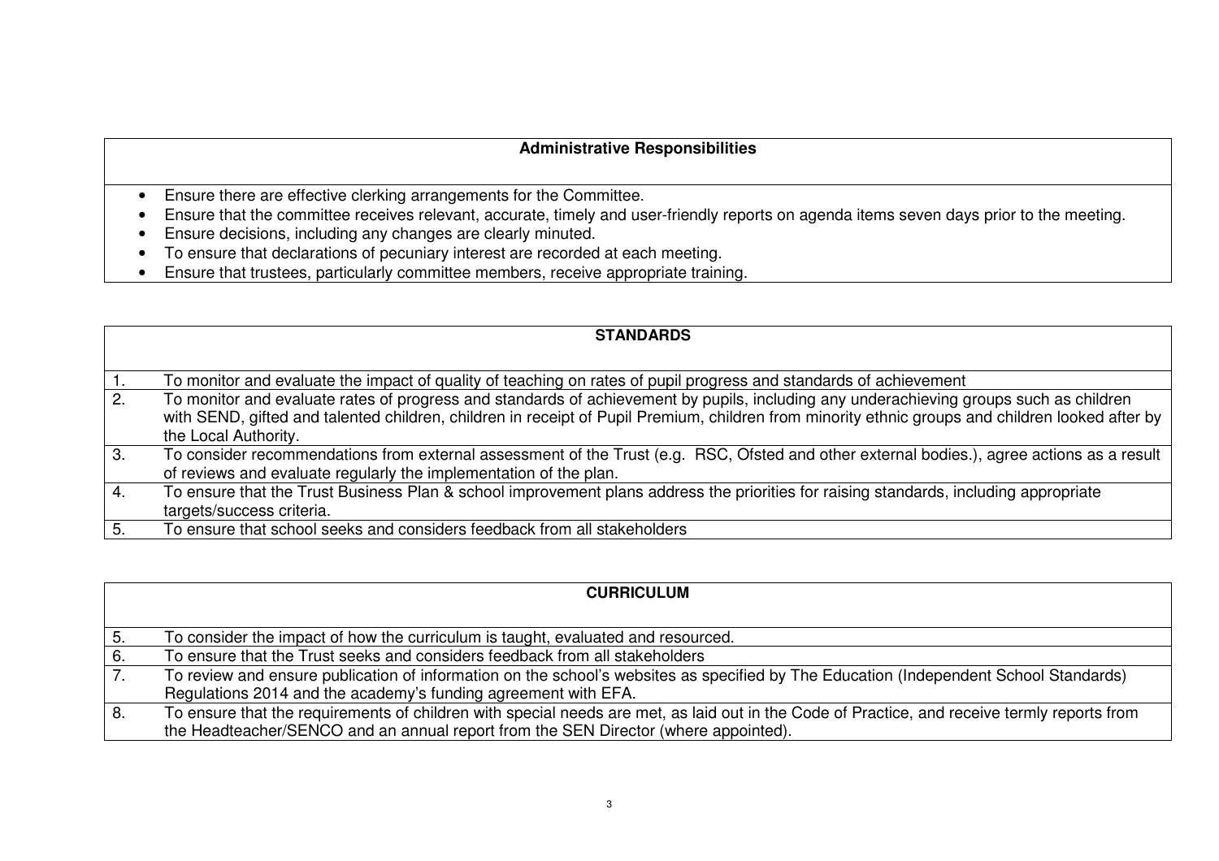| Administrative Responsibilities |
|---|
| • Ensure there are effective clerking arrangements for the Committee.<br>• Ensure that the committee receives relevant, accurate, timely and user-friendly reports on agenda items seven days prior to the meeting.<br>• Ensure decisions, including any changes are clearly minuted.<br>• To ensure that declarations of pecuniary interest are recorded at each meeting.<br>• Ensure that trustees, particularly committee members, receive appropriate training. |

| | STANDARDS |
|---|---|
| 1. | To monitor and evaluate the impact of quality of teaching on rates of pupil progress and standards of achievement |
| 2. | To monitor and evaluate rates of progress and standards of achievement by pupils, including any underachieving groups such as children with SEND, gifted and talented children, children in receipt of Pupil Premium, children from minority ethnic groups and children looked after by the Local Authority. |
| 3. | To consider recommendations from external assessment of the Trust (e.g. RSC, Ofsted and other external bodies.), agree actions as a result of reviews and evaluate regularly the implementation of the plan. |
| 4. | To ensure that the Trust Business Plan & school improvement plans address the priorities for raising standards, including appropriate targets/success criteria. |
| 5. | To ensure that school seeks and considers feedback from all stakeholders |

| | CURRICULUM |
|---|---|
| 5. | To consider the impact of how the curriculum is taught, evaluated and resourced. |
| 6. | To ensure that the Trust seeks and considers feedback from all stakeholders |
| 7. | To review and ensure publication of information on the school's websites as specified by The Education (Independent School Standards) Regulations 2014 and the academy's funding agreement with EFA. |
| 8. | To ensure that the requirements of children with special needs are met, as laid out in the Code of Practice, and receive termly reports from the Headteacher/SENCO and an annual report from the SEN Director (where appointed). |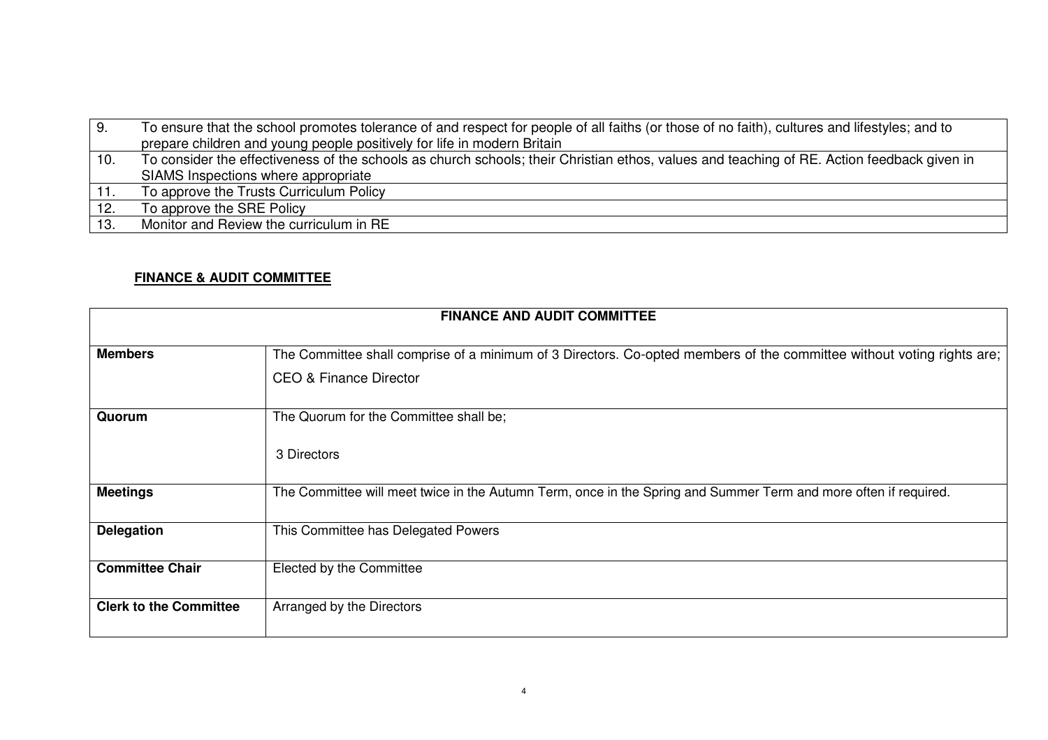| | |
|---|---|
| 9. | To ensure that the school promotes tolerance of and respect for people of all faiths (or those of no faith), cultures and lifestyles; and to prepare children and young people positively for life in modern Britain |
| 10. | To consider the effectiveness of the schools as church schools; their Christian ethos, values and teaching of RE. Action feedback given in SIAMS Inspections where appropriate |
| 11. | To approve the Trusts Curriculum Policy |
| 12. | To approve the SRE Policy |
| 13. | Monitor and Review the curriculum in RE |

**FINANCE & AUDIT COMMITTEE**

| FINANCE AND AUDIT COMMITTEE | |
|---|---|
| **Members** | The Committee shall comprise of a minimum of 3 Directors. Co-opted members of the committee without voting rights are; CEO & Finance Director |
| **Quorum** | The Quorum for the Committee shall be; 3 Directors |
| **Meetings** | The Committee will meet twice in the Autumn Term, once in the Spring and Summer Term and more often if required. |
| **Delegation** | This Committee has Delegated Powers |
| **Committee Chair** | Elected by the Committee |
| **Clerk to the Committee** | Arranged by the Directors |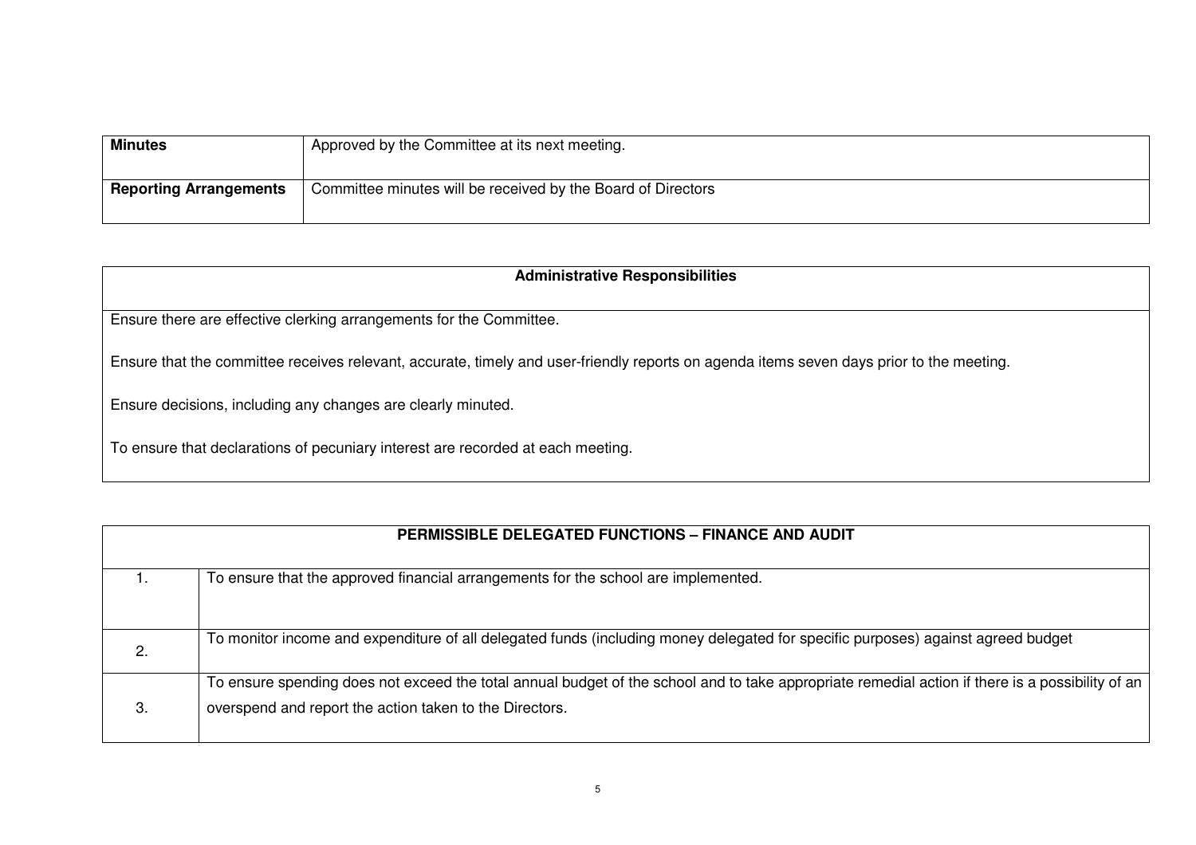| **Minutes** | Approved by the Committee at its next meeting. |
|---|---|
| **Reporting Arrangements** | Committee minutes will be received by the Board of Directors |

| **Administrative Responsibilities** |
|---|
| Ensure there are effective clerking arrangements for the Committee.<br><br>Ensure that the committee receives relevant, accurate, timely and user-friendly reports on agenda items seven days prior to the meeting.<br><br>Ensure decisions, including any changes are clearly minuted.<br><br>To ensure that declarations of pecuniary interest are recorded at each meeting. |

| **PERMISSIBLE DELEGATED FUNCTIONS – FINANCE AND AUDIT** | |
|---|---|
| 1. | To ensure that the approved financial arrangements for the school are implemented. |
| 2. | To monitor income and expenditure of all delegated funds (including money delegated for specific purposes) against agreed budget |
| 3. | To ensure spending does not exceed the total annual budget of the school and to take appropriate remedial action if there is a possibility of an overspend and report the action taken to the Directors. |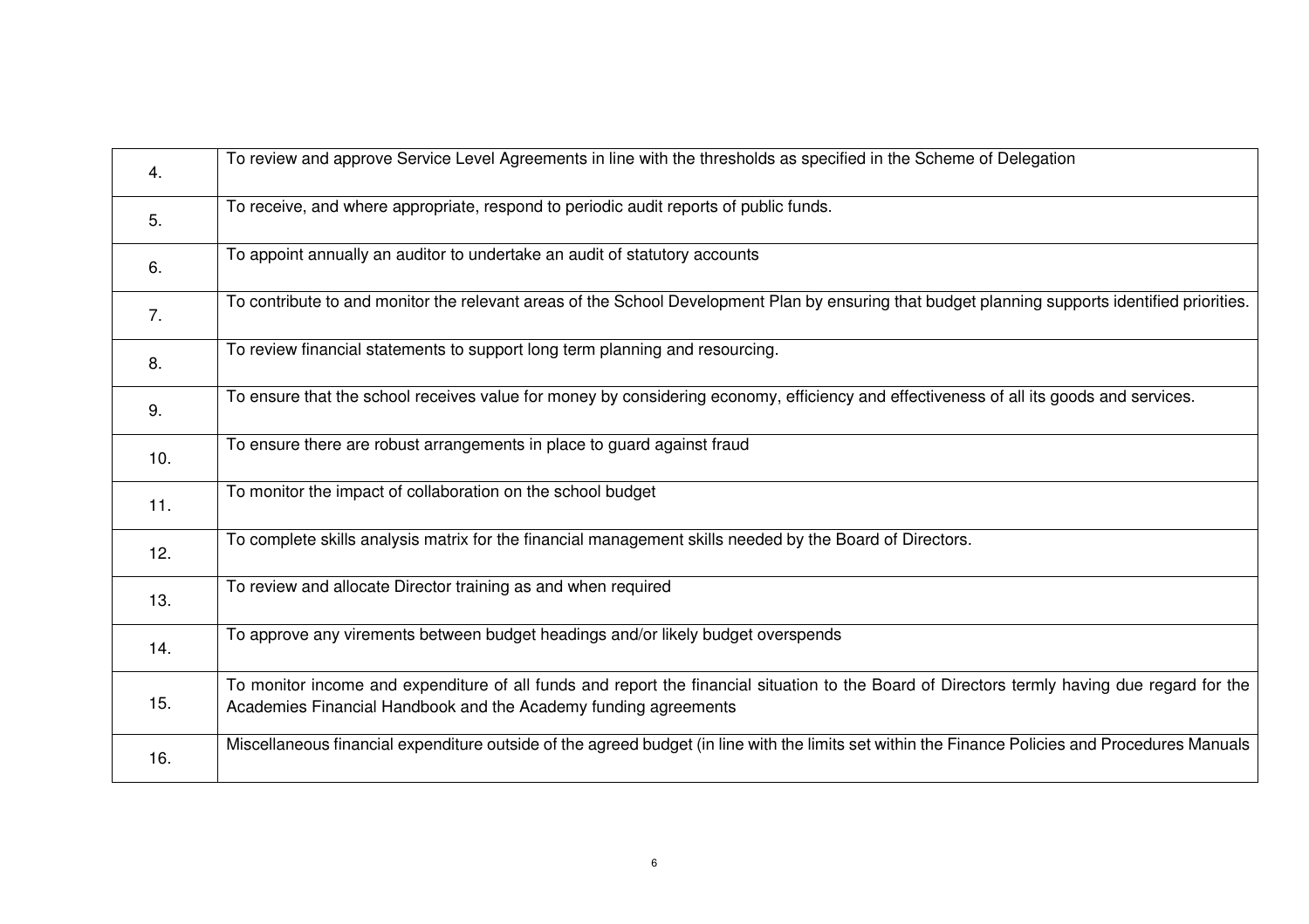| | |
|---|---|
| 4. | To review and approve Service Level Agreements in line with the thresholds as specified in the Scheme of Delegation |
| 5. | To receive, and where appropriate, respond to periodic audit reports of public funds. |
| 6. | To appoint annually an auditor to undertake an audit of statutory accounts |
| 7. | To contribute to and monitor the relevant areas of the School Development Plan by ensuring that budget planning supports identified priorities. |
| 8. | To review financial statements to support long term planning and resourcing. |
| 9. | To ensure that the school receives value for money by considering economy, efficiency and effectiveness of all its goods and services. |
| 10. | To ensure there are robust arrangements in place to guard against fraud |
| 11. | To monitor the impact of collaboration on the school budget |
| 12. | To complete skills analysis matrix for the financial management skills needed by the Board of Directors. |
| 13. | To review and allocate Director training as and when required |
| 14. | To approve any virements between budget headings and/or likely budget overspends |
| 15. | To monitor income and expenditure of all funds and report the financial situation to the Board of Directors termly having due regard for the Academies Financial Handbook and the Academy funding agreements |
| 16. | Miscellaneous financial expenditure outside of the agreed budget (in line with the limits set within the Finance Policies and Procedures Manuals |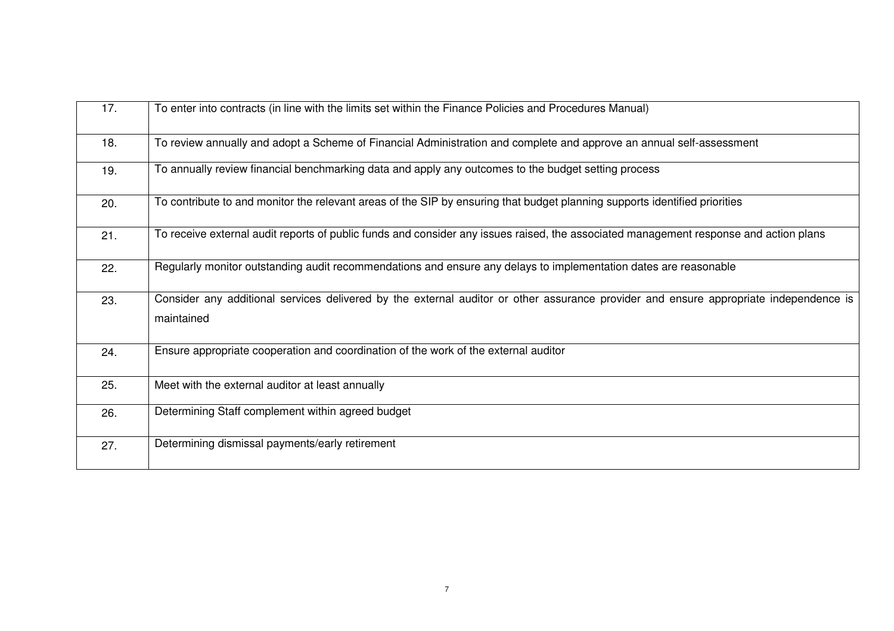| | |
|---|---|
| 17. | To enter into contracts (in line with the limits set within the Finance Policies and Procedures Manual) |
| 18. | To review annually and adopt a Scheme of Financial Administration and complete and approve an annual self-assessment |
| 19. | To annually review financial benchmarking data and apply any outcomes to the budget setting process |
| 20. | To contribute to and monitor the relevant areas of the SIP by ensuring that budget planning supports identified priorities |
| 21. | To receive external audit reports of public funds and consider any issues raised, the associated management response and action plans |
| 22. | Regularly monitor outstanding audit recommendations and ensure any delays to implementation dates are reasonable |
| 23. | Consider any additional services delivered by the external auditor or other assurance provider and ensure appropriate independence is maintained |
| 24. | Ensure appropriate cooperation and coordination of the work of the external auditor |
| 25. | Meet with the external auditor at least annually |
| 26. | Determining Staff complement within agreed budget |
| 27. | Determining dismissal payments/early retirement |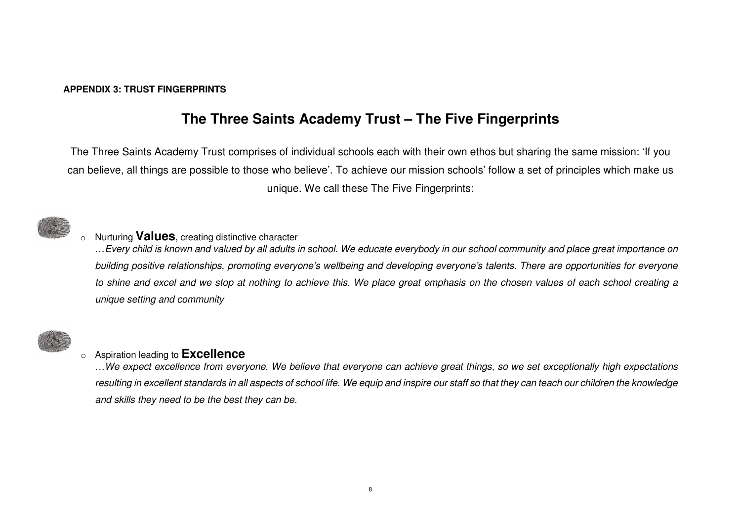**APPENDIX 3: TRUST FINGERPRINTS**

# The Three Saints Academy Trust – The Five Fingerprints

The Three Saints Academy Trust comprises of individual schools each with their own ethos but sharing the same mission: 'If you can believe, all things are possible to those who believe'. To achieve our mission schools' follow a set of principles which make us unique. We call these The Five Fingerprints:

- Nurturing **Values**, creating distinctive character
  *…Every child is known and valued by all adults in school. We educate everybody in our school community and place great importance on building positive relationships, promoting everyone's wellbeing and developing everyone's talents. There are opportunities for everyone to shine and excel and we stop at nothing to achieve this. We place great emphasis on the chosen values of each school creating a unique setting and community*

- Aspiration leading to **Excellence**
  *…We expect excellence from everyone. We believe that everyone can achieve great things, so we set exceptionally high expectations resulting in excellent standards in all aspects of school life. We equip and inspire our staff so that they can teach our children the knowledge and skills they need to be the best they can be.*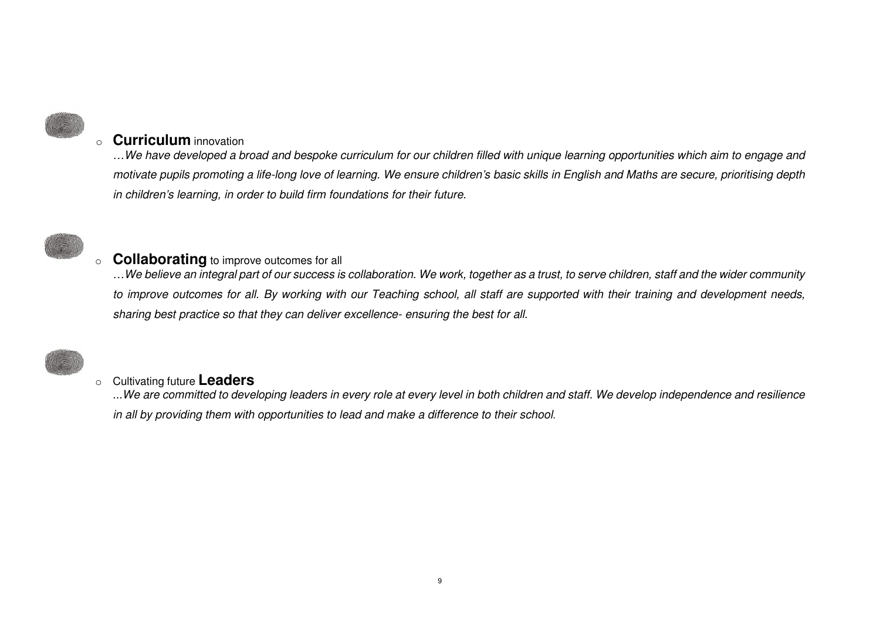- **Curriculum** innovation

  *…We have developed a broad and bespoke curriculum for our children filled with unique learning opportunities which aim to engage and motivate pupils promoting a life-long love of learning. We ensure children's basic skills in English and Maths are secure, prioritising depth in children's learning, in order to build firm foundations for their future.*

- **Collaborating** to improve outcomes for all

  *…We believe an integral part of our success is collaboration. We work, together as a trust, to serve children, staff and the wider community to improve outcomes for all. By working with our Teaching school, all staff are supported with their training and development needs, sharing best practice so that they can deliver excellence- ensuring the best for all.*

- Cultivating future **Leaders**

  *...We are committed to developing leaders in every role at every level in both children and staff. We develop independence and resilience in all by providing them with opportunities to lead and make a difference to their school.*